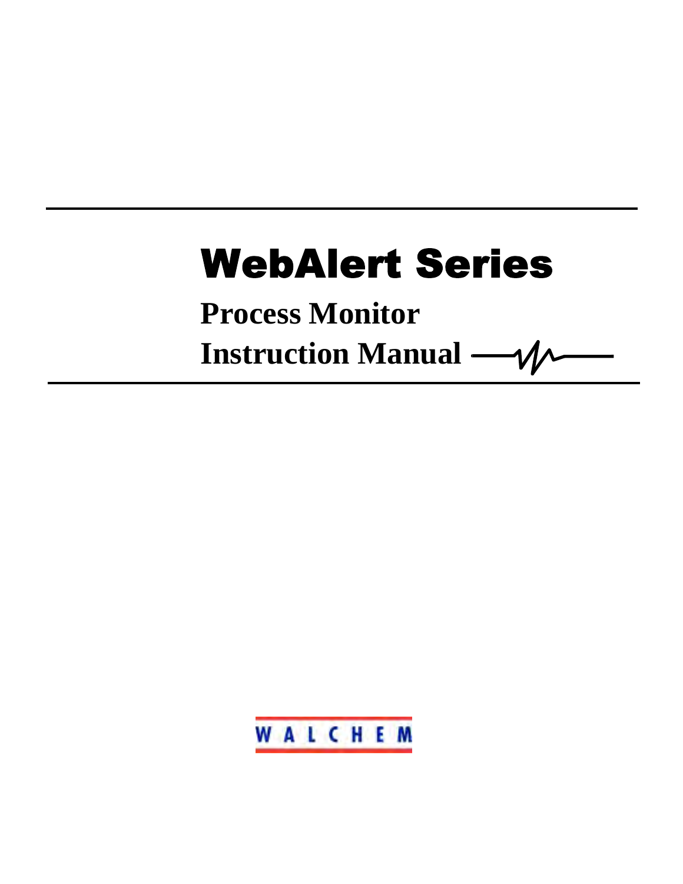# WebAlert Series

## Process Monitor

## Instruction Manual

WALCHEM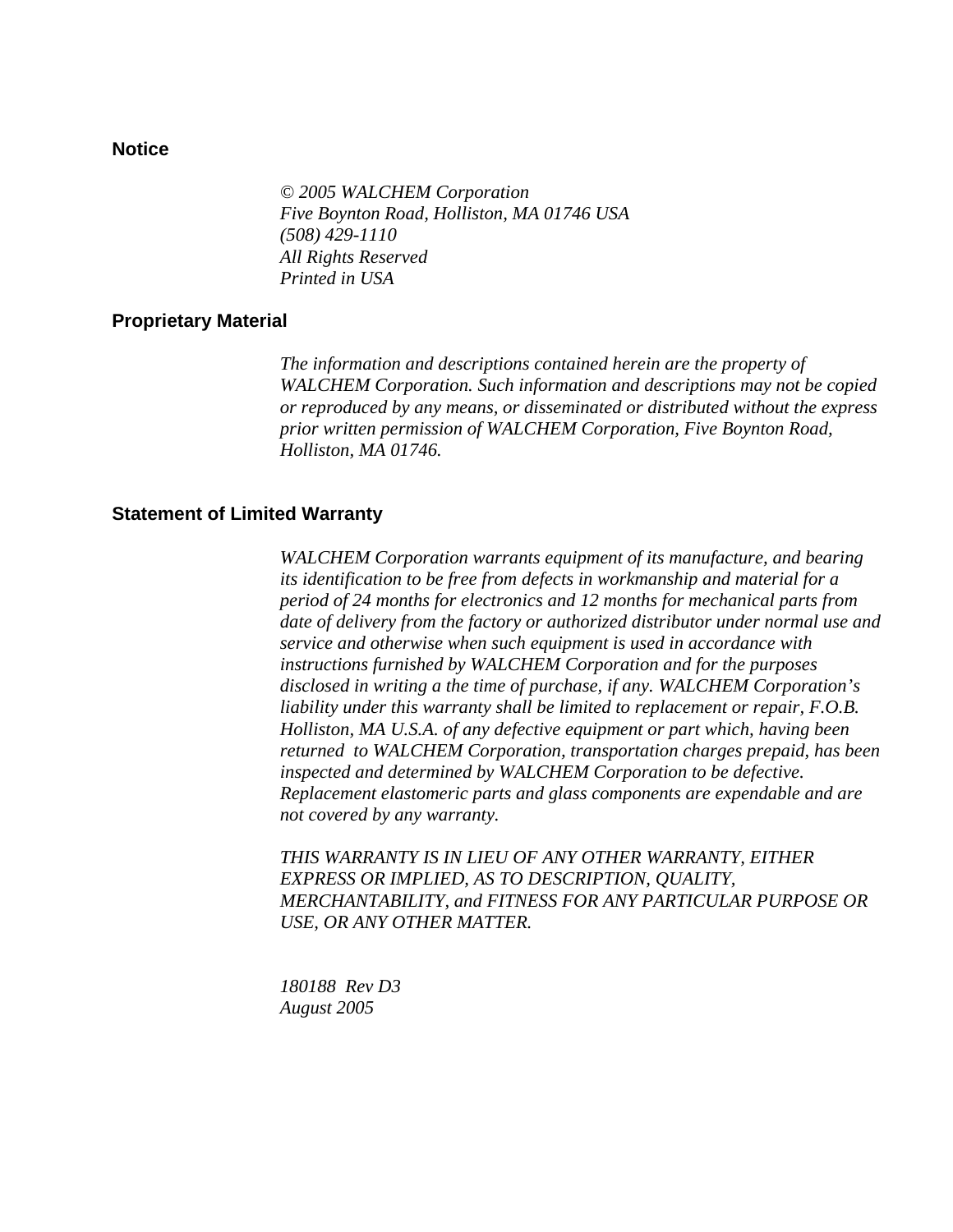## Notice

*© 2005 WALCHEM Corporation*
*Five Boynton Road, Holliston, MA 01746 USA*
*(508) 429-1110*
*All Rights Reserved*
*Printed in USA*

## Proprietary Material

*The information and descriptions contained herein are the property of WALCHEM Corporation. Such information and descriptions may not be copied or reproduced by any means, or disseminated or distributed without the express prior written permission of WALCHEM Corporation, Five Boynton Road, Holliston, MA 01746.*

## Statement of Limited Warranty

*WALCHEM Corporation warrants equipment of its manufacture, and bearing its identification to be free from defects in workmanship and material for a period of 24 months for electronics and 12 months for mechanical parts from date of delivery from the factory or authorized distributor under normal use and service and otherwise when such equipment is used in accordance with instructions furnished by WALCHEM Corporation and for the purposes disclosed in writing a the time of purchase, if any. WALCHEM Corporation's liability under this warranty shall be limited to replacement or repair, F.O.B. Holliston, MA U.S.A. of any defective equipment or part which, having been returned to WALCHEM Corporation, transportation charges prepaid, has been inspected and determined by WALCHEM Corporation to be defective. Replacement elastomeric parts and glass components are expendable and are not covered by any warranty.*

*THIS WARRANTY IS IN LIEU OF ANY OTHER WARRANTY, EITHER EXPRESS OR IMPLIED, AS TO DESCRIPTION, QUALITY, MERCHANTABILITY, and FITNESS FOR ANY PARTICULAR PURPOSE OR USE, OR ANY OTHER MATTER.*

*180188 Rev D3*
*August 2005*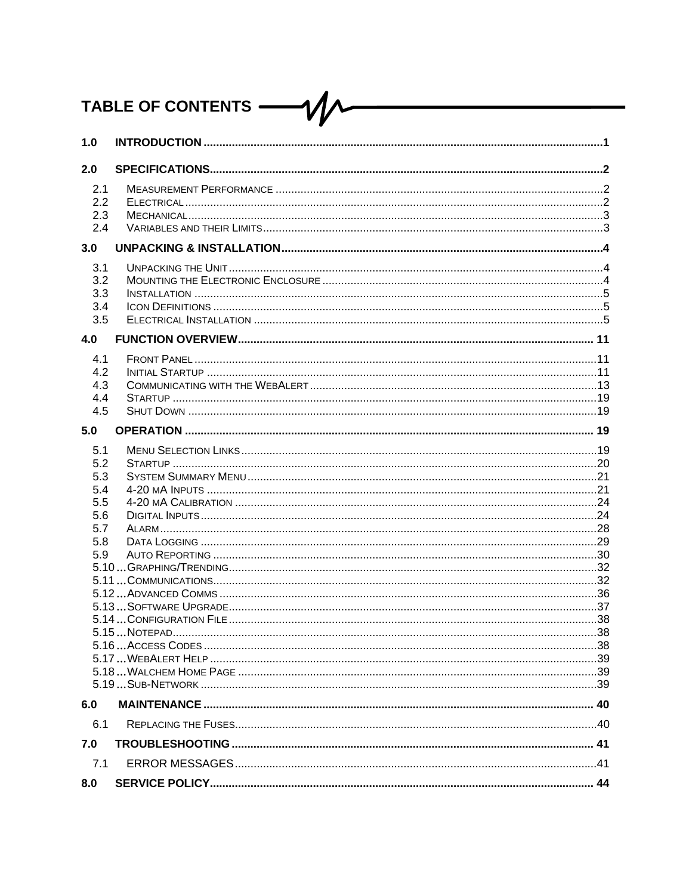# TABLE OF CONTENTS

**1.0 INTRODUCTION** .......... 1

**2.0 SPECIFICATIONS** .......... 2

- 2.1 Measurement Performance .......... 2
- 2.2 Electrical .......... 2
- 2.3 Mechanical .......... 3
- 2.4 Variables and their Limits .......... 3

**3.0 UNPACKING & INSTALLATION** .......... 4

- 3.1 Unpacking the Unit .......... 4
- 3.2 Mounting the Electronic Enclosure .......... 4
- 3.3 Installation .......... 5
- 3.4 Icon Definitions .......... 5
- 3.5 Electrical Installation .......... 5

**4.0 FUNCTION OVERVIEW** .......... 11

- 4.1 Front Panel .......... 11
- 4.2 Initial Startup .......... 11
- 4.3 Communicating with the WebAlert .......... 13
- 4.4 Startup .......... 19
- 4.5 Shut Down .......... 19

**5.0 OPERATION** .......... 19

- 5.1 Menu Selection Links .......... 19
- 5.2 Startup .......... 20
- 5.3 System Summary Menu .......... 21
- 5.4 4-20 mA Inputs .......... 21
- 5.5 4-20 mA Calibration .......... 24
- 5.6 Digital Inputs .......... 24
- 5.7 Alarm .......... 28
- 5.8 Data Logging .......... 29
- 5.9 Auto Reporting .......... 30
- 5.10 Graphing/Trending .......... 32
- 5.11 Communications .......... 32
- 5.12 Advanced Comms .......... 36
- 5.13 Software Upgrade .......... 37
- 5.14 Configuration File .......... 38
- 5.15 Notepad .......... 38
- 5.16 Access Codes .......... 38
- 5.17 WebAlert Help .......... 39
- 5.18 Walchem Home Page .......... 39
- 5.19 Sub-Network .......... 39

**6.0 MAINTENANCE** .......... 40

- 6.1 Replacing the Fuses .......... 40

**7.0 TROUBLESHOOTING** .......... 41

- 7.1 ERROR MESSAGES .......... 41

**8.0 SERVICE POLICY** .......... 44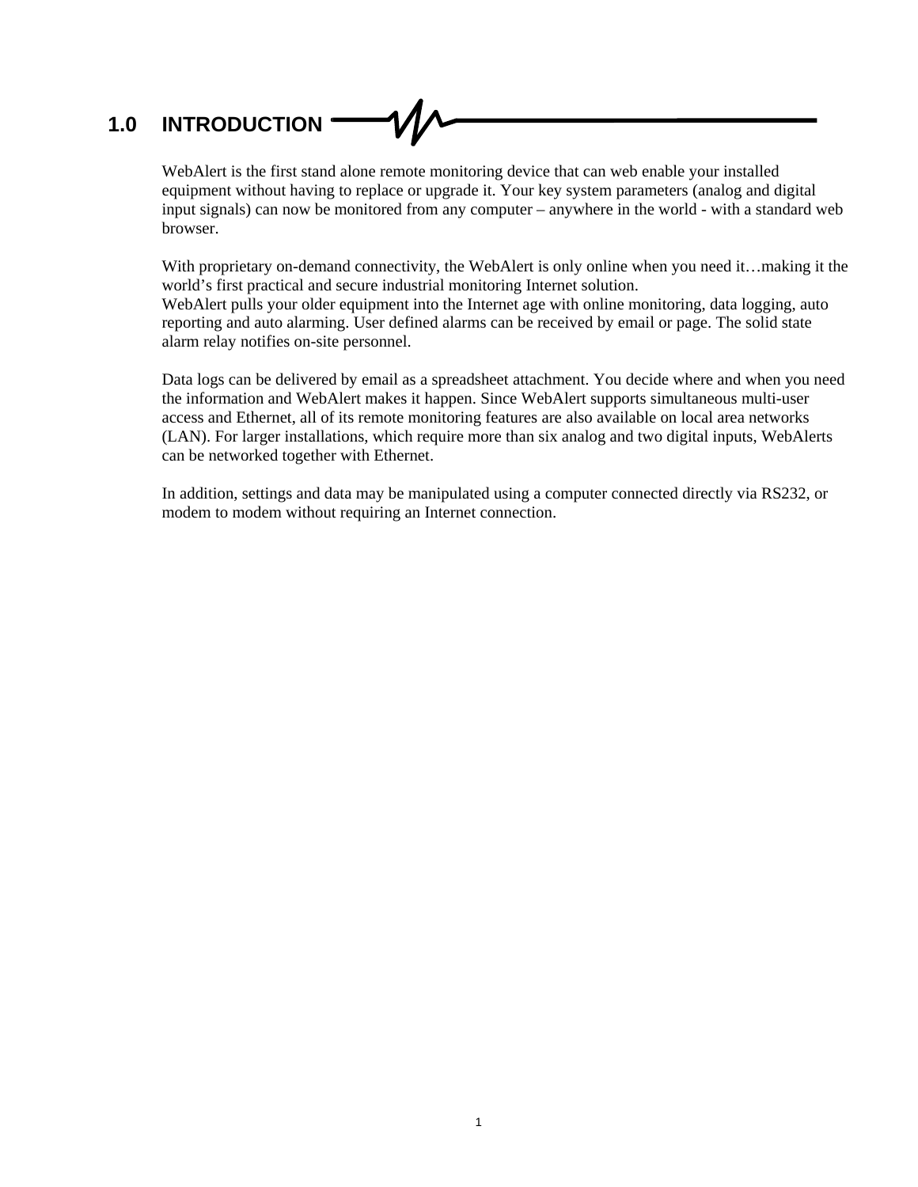# 1.0 INTRODUCTION

WebAlert is the first stand alone remote monitoring device that can web enable your installed equipment without having to replace or upgrade it. Your key system parameters (analog and digital input signals) can now be monitored from any computer – anywhere in the world - with a standard web browser.

With proprietary on-demand connectivity, the WebAlert is only online when you need it…making it the world's first practical and secure industrial monitoring Internet solution.
WebAlert pulls your older equipment into the Internet age with online monitoring, data logging, auto reporting and auto alarming. User defined alarms can be received by email or page. The solid state alarm relay notifies on-site personnel.

Data logs can be delivered by email as a spreadsheet attachment. You decide where and when you need the information and WebAlert makes it happen. Since WebAlert supports simultaneous multi-user access and Ethernet, all of its remote monitoring features are also available on local area networks (LAN). For larger installations, which require more than six analog and two digital inputs, WebAlerts can be networked together with Ethernet.

In addition, settings and data may be manipulated using a computer connected directly via RS232, or modem to modem without requiring an Internet connection.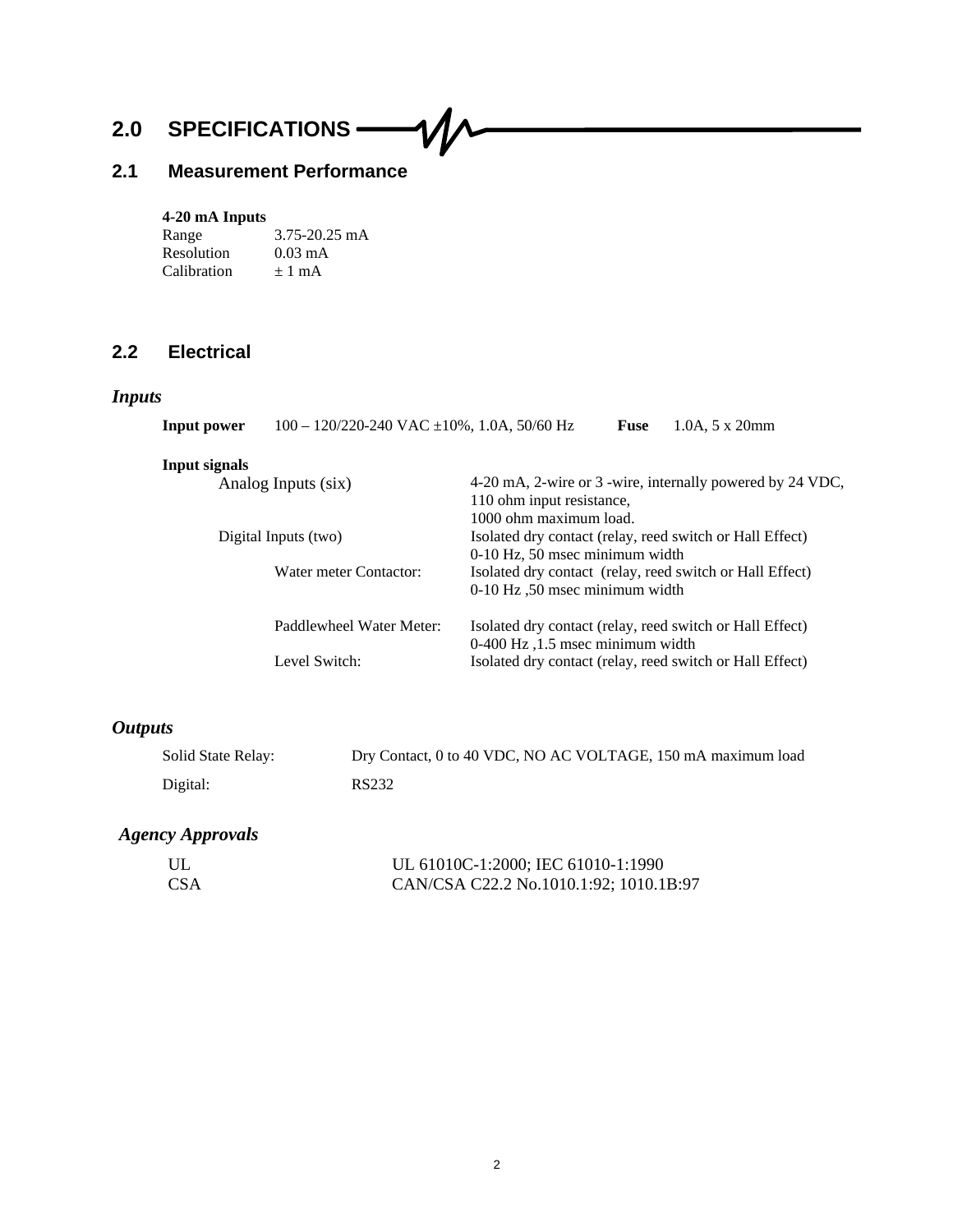# 2.0 SPECIFICATIONS

## 2.1 Measurement Performance

**4-20 mA Inputs**

| | |
|---|---|
| Range | 3.75-20.25 mA |
| Resolution | 0.03 mA |
| Calibration | ± 1 mA |

## 2.2 Electrical

### *Inputs*

**Input power** 100 – 120/220-240 VAC ±10%, 1.0A, 50/60 Hz **Fuse** 1.0A, 5 x 20mm

**Input signals**

| | |
|---|---|
| Analog Inputs (six) | 4-20 mA, 2-wire or 3 -wire, internally powered by 24 VDC, 110 ohm input resistance, 1000 ohm maximum load. |
| Digital Inputs (two) | Isolated dry contact (relay, reed switch or Hall Effect) 0-10 Hz, 50 msec minimum width |
| Water meter Contactor: | Isolated dry contact (relay, reed switch or Hall Effect) 0-10 Hz ,50 msec minimum width |
| Paddlewheel Water Meter: | Isolated dry contact (relay, reed switch or Hall Effect) 0-400 Hz ,1.5 msec minimum width |
| Level Switch: | Isolated dry contact (relay, reed switch or Hall Effect) |

### *Outputs*

| | |
|---|---|
| Solid State Relay: | Dry Contact, 0 to 40 VDC, NO AC VOLTAGE, 150 mA maximum load |
| Digital: | RS232 |

### *Agency Approvals*

| | |
|---|---|
| UL | UL 61010C-1:2000; IEC 61010-1:1990 |
| CSA | CAN/CSA C22.2 No.1010.1:92; 1010.1B:97 |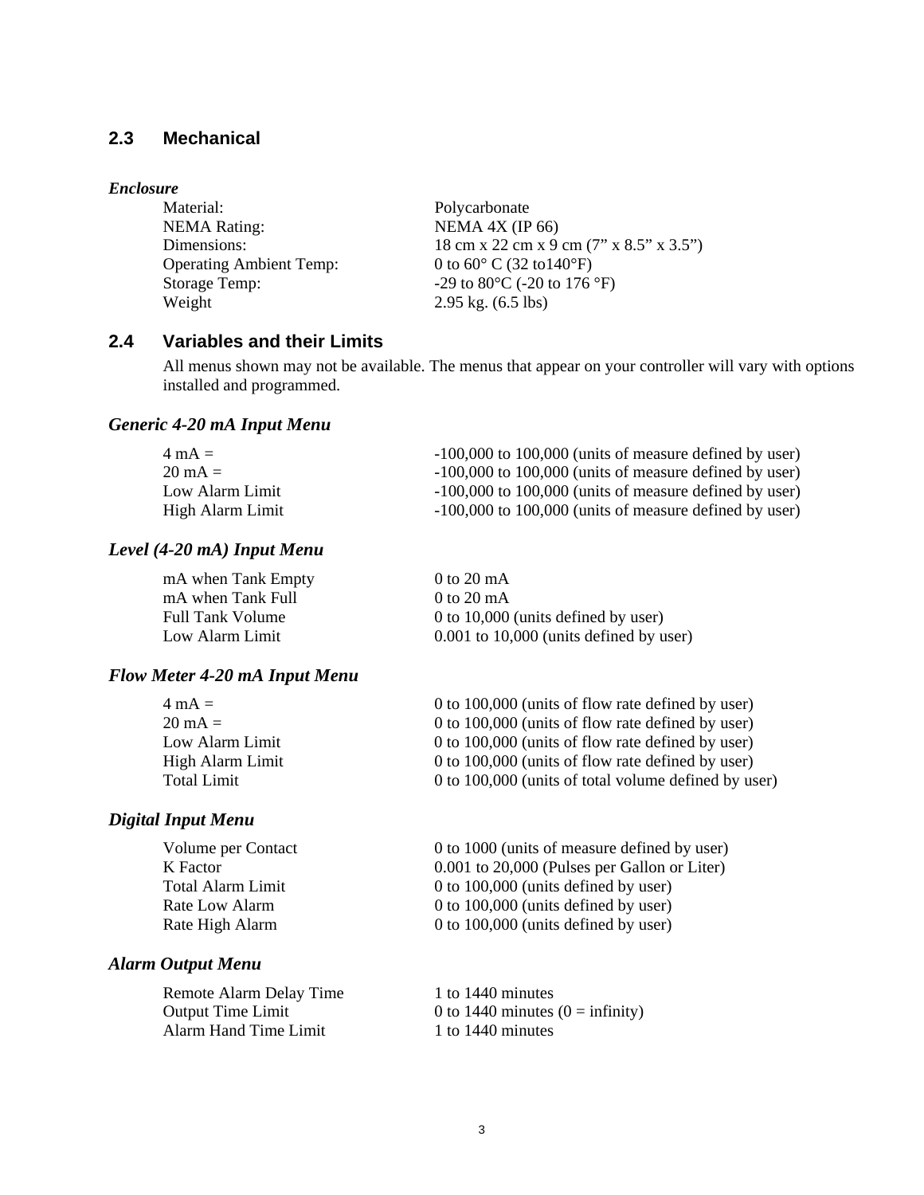## 2.3 Mechanical

***Enclosure***

| | |
|---|---|
| Material: | Polycarbonate |
| NEMA Rating: | NEMA 4X (IP 66) |
| Dimensions: | 18 cm x 22 cm x 9 cm (7" x 8.5" x 3.5") |
| Operating Ambient Temp: | 0 to 60° C (32 to140°F) |
| Storage Temp: | -29 to 80°C (-20 to 176 °F) |
| Weight | 2.95 kg. (6.5 lbs) |

## 2.4 Variables and their Limits

All menus shown may not be available. The menus that appear on your controller will vary with options installed and programmed.

### *Generic 4-20 mA Input Menu*

| | |
|---|---|
| 4 mA = | -100,000 to 100,000 (units of measure defined by user) |
| 20 mA = | -100,000 to 100,000 (units of measure defined by user) |
| Low Alarm Limit | -100,000 to 100,000 (units of measure defined by user) |
| High Alarm Limit | -100,000 to 100,000 (units of measure defined by user) |

### *Level (4-20 mA) Input Menu*

| | |
|---|---|
| mA when Tank Empty | 0 to 20 mA |
| mA when Tank Full | 0 to 20 mA |
| Full Tank Volume | 0 to 10,000 (units defined by user) |
| Low Alarm Limit | 0.001 to 10,000 (units defined by user) |

### *Flow Meter 4-20 mA Input Menu*

| | |
|---|---|
| 4 mA = | 0 to 100,000 (units of flow rate defined by user) |
| 20 mA = | 0 to 100,000 (units of flow rate defined by user) |
| Low Alarm Limit | 0 to 100,000 (units of flow rate defined by user) |
| High Alarm Limit | 0 to 100,000 (units of flow rate defined by user) |
| Total Limit | 0 to 100,000 (units of total volume defined by user) |

### *Digital Input Menu*

| | |
|---|---|
| Volume per Contact | 0 to 1000 (units of measure defined by user) |
| K Factor | 0.001 to 20,000 (Pulses per Gallon or Liter) |
| Total Alarm Limit | 0 to 100,000 (units defined by user) |
| Rate Low Alarm | 0 to 100,000 (units defined by user) |
| Rate High Alarm | 0 to 100,000 (units defined by user) |

### *Alarm Output Menu*

| | |
|---|---|
| Remote Alarm Delay Time | 1 to 1440 minutes |
| Output Time Limit | 0 to 1440 minutes (0 = infinity) |
| Alarm Hand Time Limit | 1 to 1440 minutes |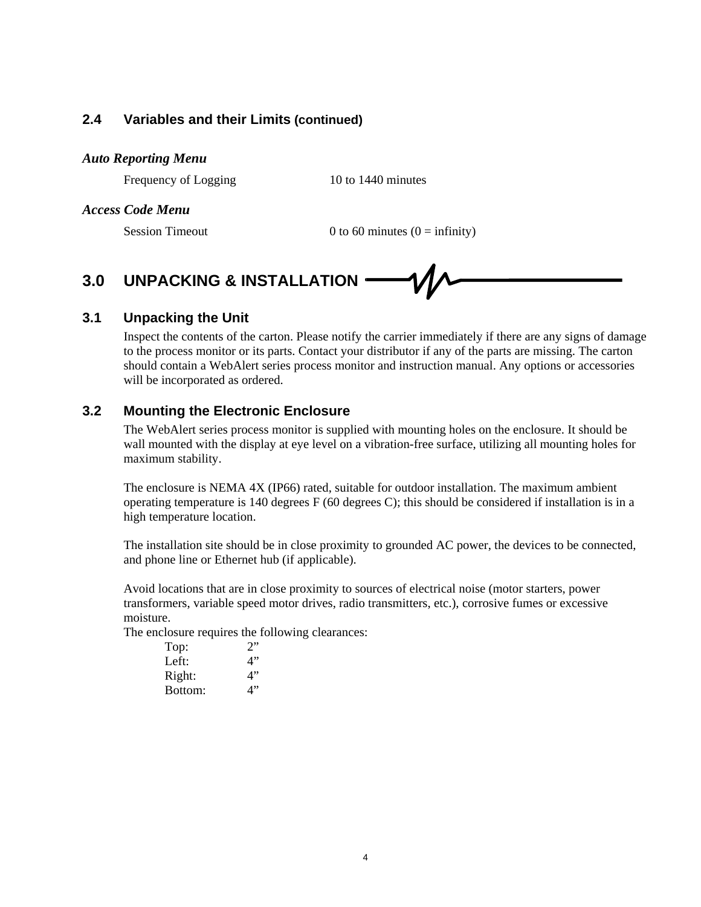## 2.4 Variables and their Limits (continued)

***Auto Reporting Menu***

| | |
|---|---|
| Frequency of Logging | 10 to 1440 minutes |

***Access Code Menu***

| | |
|---|---|
| Session Timeout | 0 to 60 minutes (0 = infinity) |

# 3.0 UNPACKING & INSTALLATION

## 3.1 Unpacking the Unit

Inspect the contents of the carton. Please notify the carrier immediately if there are any signs of damage to the process monitor or its parts. Contact your distributor if any of the parts are missing. The carton should contain a WebAlert series process monitor and instruction manual. Any options or accessories will be incorporated as ordered.

## 3.2 Mounting the Electronic Enclosure

The WebAlert series process monitor is supplied with mounting holes on the enclosure. It should be wall mounted with the display at eye level on a vibration-free surface, utilizing all mounting holes for maximum stability.

The enclosure is NEMA 4X (IP66) rated, suitable for outdoor installation. The maximum ambient operating temperature is 140 degrees F (60 degrees C); this should be considered if installation is in a high temperature location.

The installation site should be in close proximity to grounded AC power, the devices to be connected, and phone line or Ethernet hub (if applicable).

Avoid locations that are in close proximity to sources of electrical noise (motor starters, power transformers, variable speed motor drives, radio transmitters, etc.), corrosive fumes or excessive moisture.

The enclosure requires the following clearances:

| | |
|---|---|
| Top: | 2” |
| Left: | 4” |
| Right: | 4” |
| Bottom: | 4” |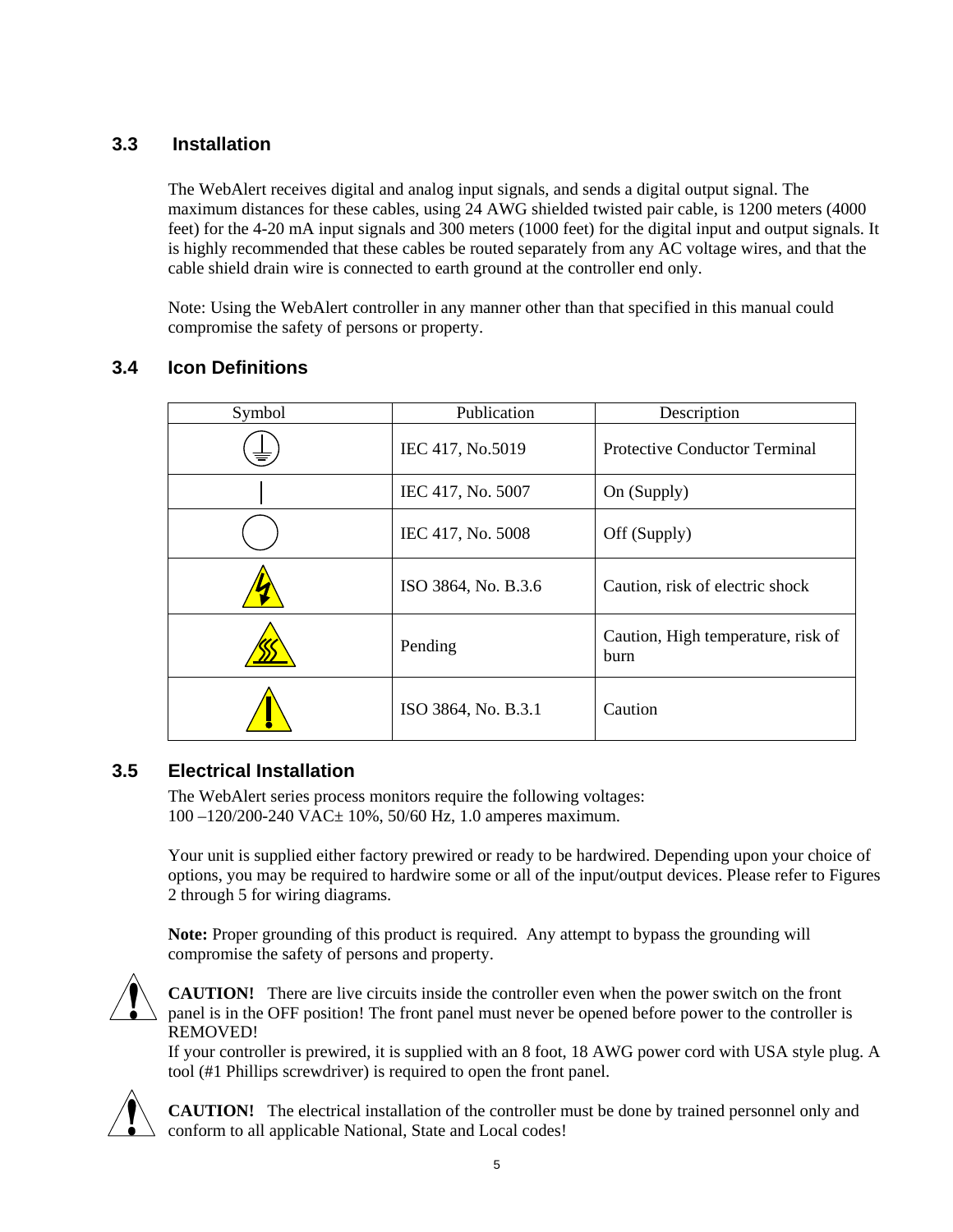### 3.3 Installation

The WebAlert receives digital and analog input signals, and sends a digital output signal. The maximum distances for these cables, using 24 AWG shielded twisted pair cable, is 1200 meters (4000 feet) for the 4-20 mA input signals and 300 meters (1000 feet) for the digital input and output signals. It is highly recommended that these cables be routed separately from any AC voltage wires, and that the cable shield drain wire is connected to earth ground at the controller end only.

Note: Using the WebAlert controller in any manner other than that specified in this manual could compromise the safety of persons or property.

### 3.4 Icon Definitions

| Symbol | Publication | Description |
|---|---|---|
| | IEC 417, No.5019 | Protective Conductor Terminal |
| | IEC 417, No. 5007 | On (Supply) |
| | IEC 417, No. 5008 | Off (Supply) |
| | ISO 3864, No. B.3.6 | Caution, risk of electric shock |
| | Pending | Caution, High temperature, risk of burn |
| | ISO 3864, No. B.3.1 | Caution |

### 3.5 Electrical Installation

The WebAlert series process monitors require the following voltages:
100 –120/200-240 VAC± 10%, 50/60 Hz, 1.0 amperes maximum.

Your unit is supplied either factory prewired or ready to be hardwired. Depending upon your choice of options, you may be required to hardwire some or all of the input/output devices. Please refer to Figures 2 through 5 for wiring diagrams.

**Note:** Proper grounding of this product is required. Any attempt to bypass the grounding will compromise the safety of persons and property.

**CAUTION!** There are live circuits inside the controller even when the power switch on the front panel is in the OFF position! The front panel must never be opened before power to the controller is REMOVED!
If your controller is prewired, it is supplied with an 8 foot, 18 AWG power cord with USA style plug. A tool (#1 Phillips screwdriver) is required to open the front panel.

**CAUTION!** The electrical installation of the controller must be done by trained personnel only and conform to all applicable National, State and Local codes!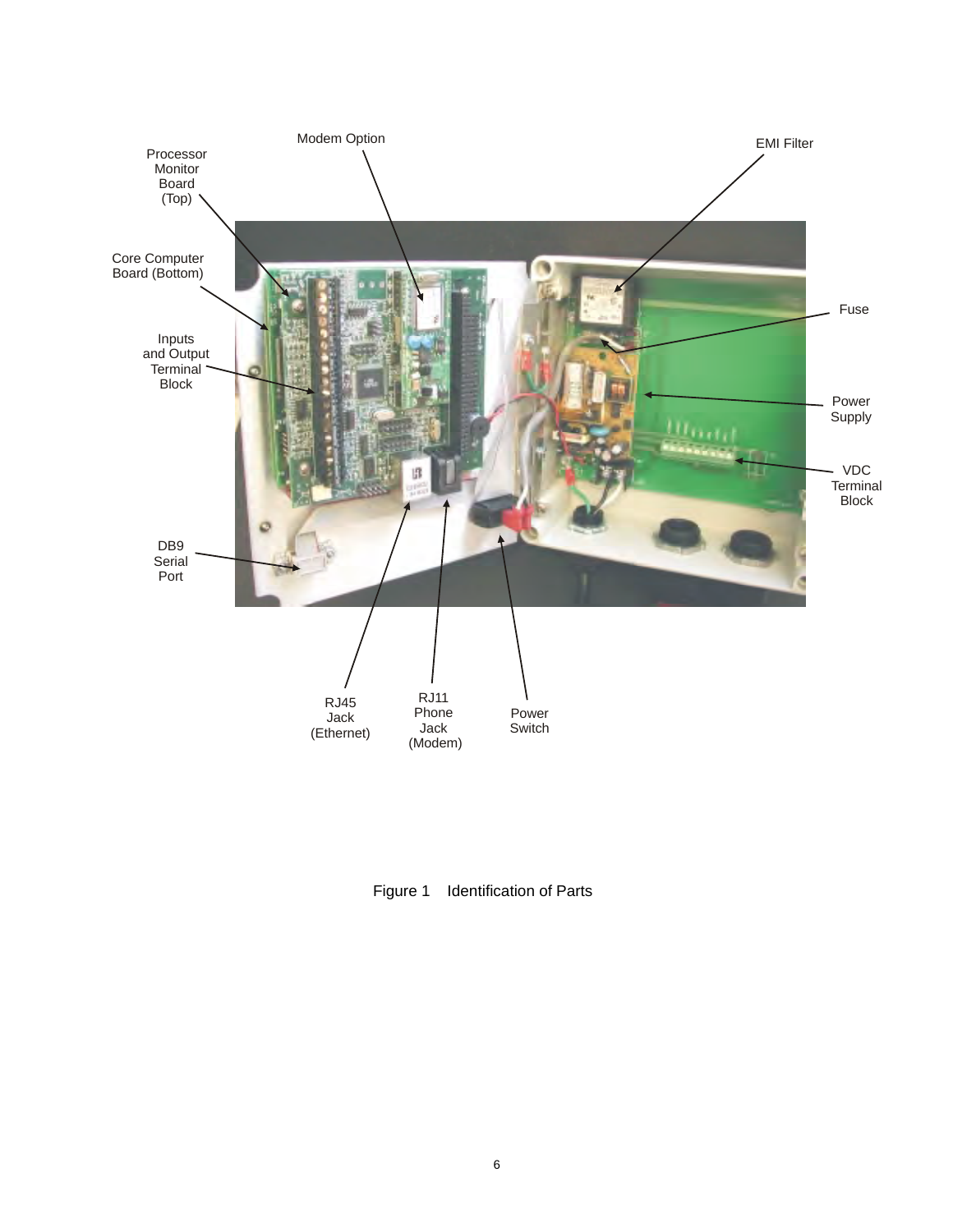Processor Monitor Board (Top)

Modem Option

EMI Filter

Core Computer Board (Bottom)

Fuse

Inputs and Output Terminal Block

Power Supply

VDC Terminal Block

DB9 Serial Port

RJ45 Jack (Ethernet)

RJ11 Phone Jack (Modem)

Power Switch

Figure 1 Identification of Parts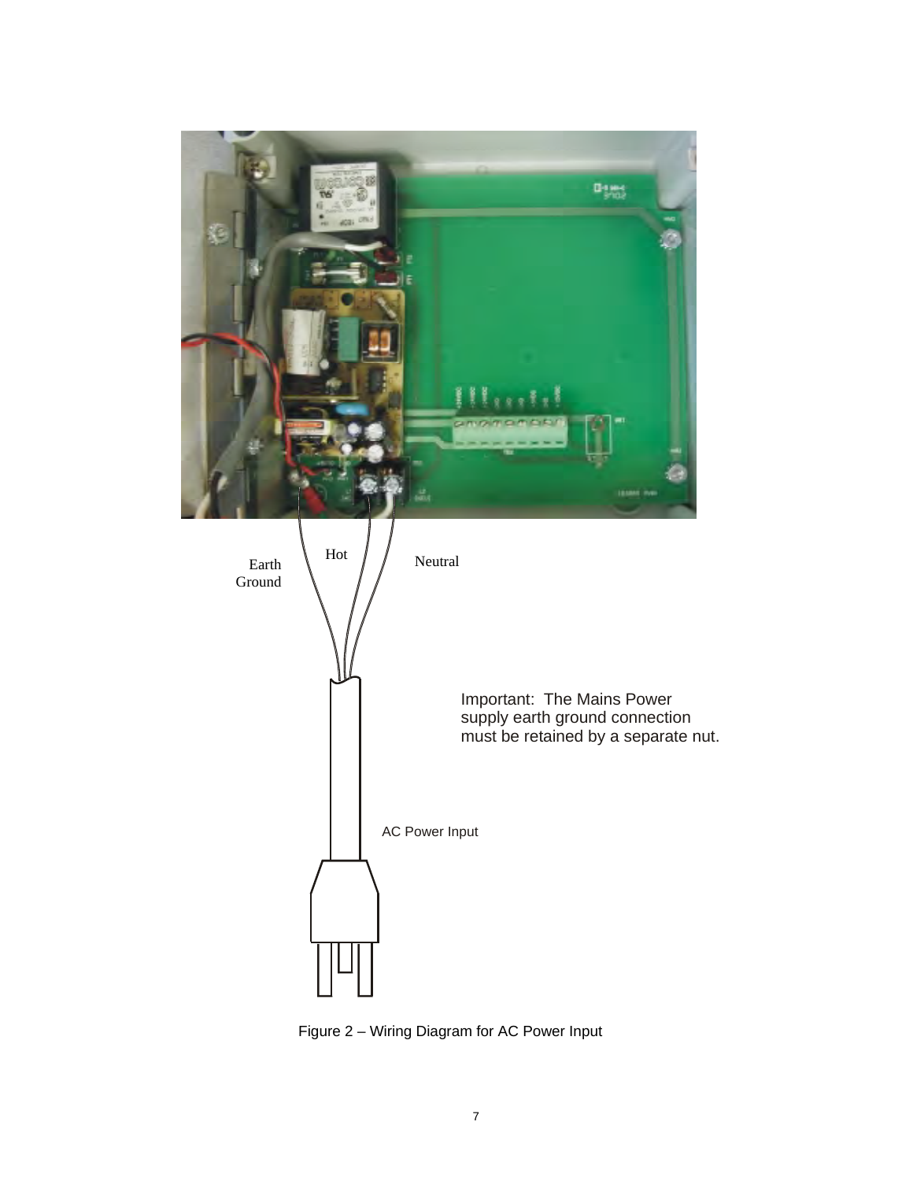Earth Ground

Hot

Neutral

Important: The Mains Power supply earth ground connection must be retained by a separate nut.

AC Power Input

Figure 2 – Wiring Diagram for AC Power Input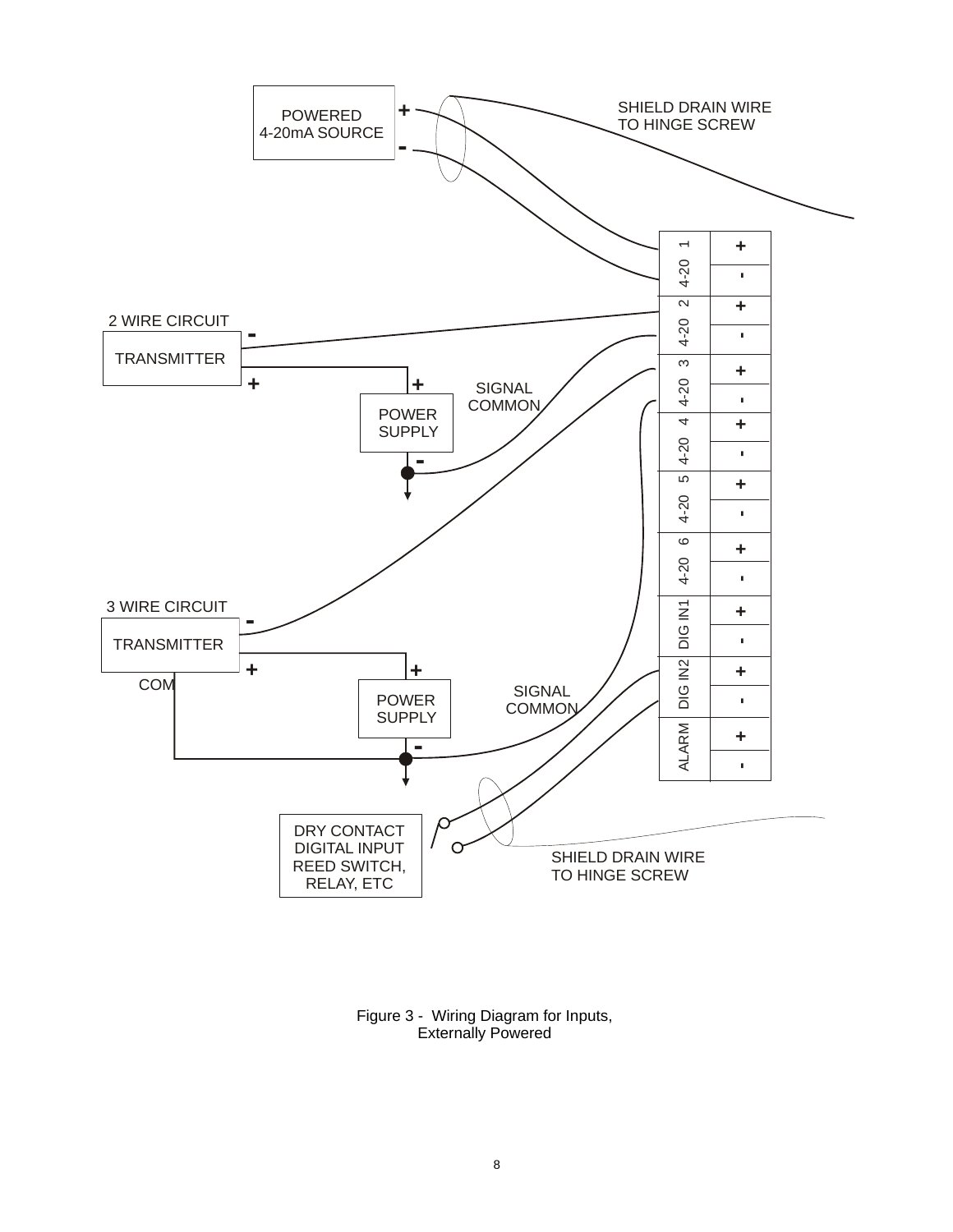Figure 3 - Wiring Diagram for Inputs, Externally Powered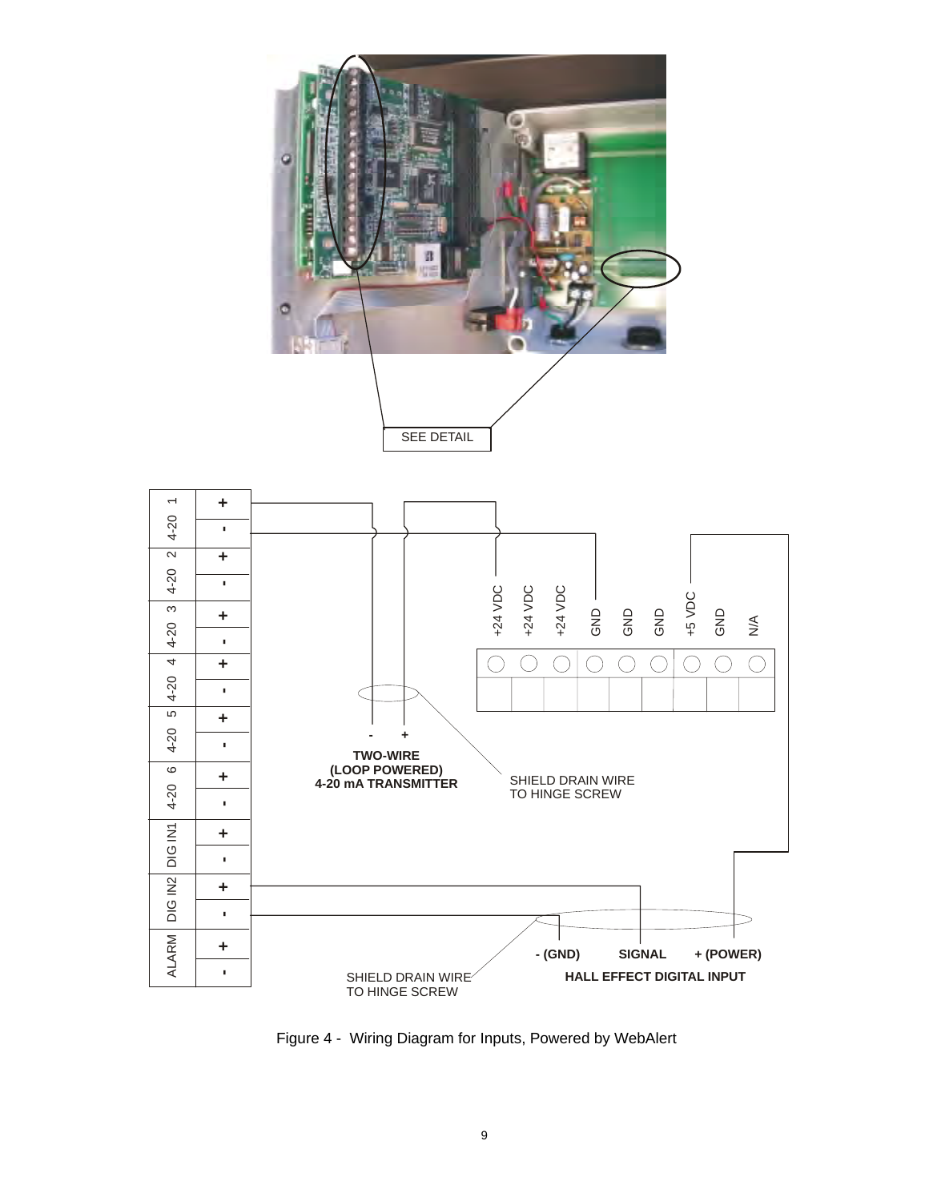SEE DETAIL

| 4-20 1 | + |
| --- | --- |
| | - |
| 4-20 2 | + |
| | - |
| 4-20 3 | + |
| | - |
| 4-20 4 | + |
| | - |
| 4-20 5 | + |
| | - |
| 4-20 6 | + |
| | - |
| DIG IN1 | + |
| | - |
| DIG IN2 | + |
| | - |
| ALARM | + |
| | - |

| +24 VDC | +24 VDC | +24 VDC | GND | GND | GND | +5 VDC | GND | N/A |
| --- | --- | --- | --- | --- | --- | --- | --- | --- |

- +

**TWO-WIRE (LOOP POWERED) 4-20 mA TRANSMITTER**

SHIELD DRAIN WIRE TO HINGE SCREW

**- (GND) SIGNAL + (POWER)**

**HALL EFFECT DIGITAL INPUT**

SHIELD DRAIN WIRE TO HINGE SCREW

Figure 4 - Wiring Diagram for Inputs, Powered by WebAlert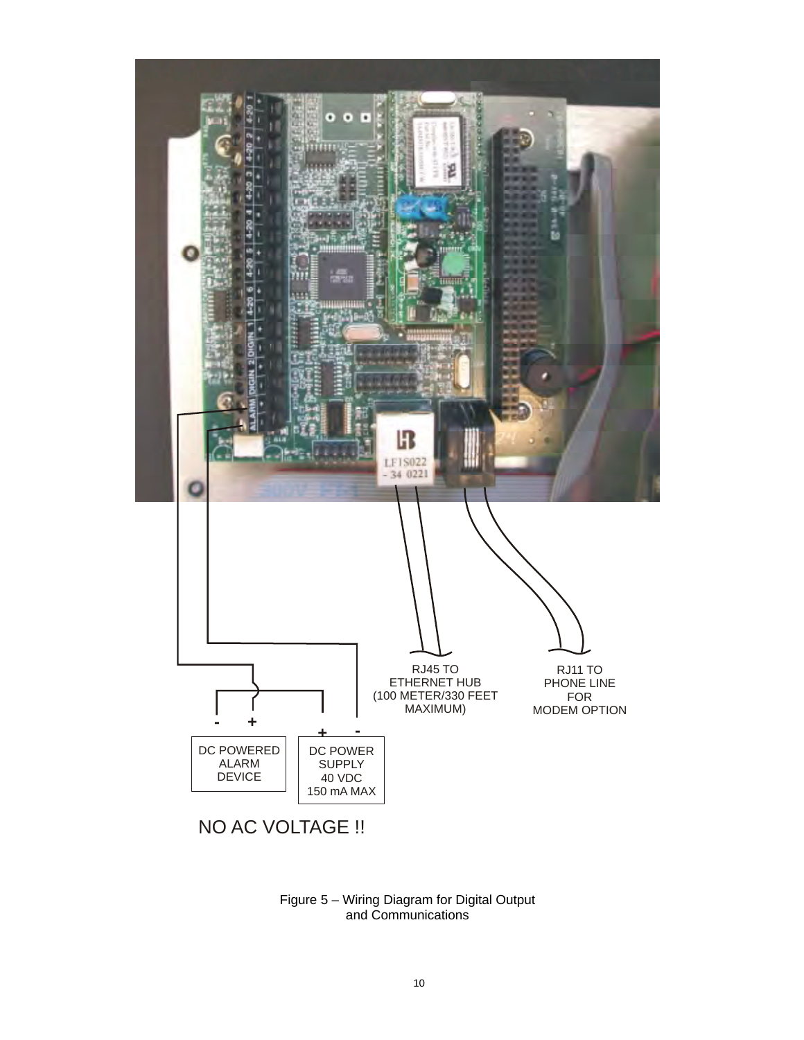RJ45 TO
ETHERNET HUB
(100 METER/330 FEET
MAXIMUM)

RJ11 TO
PHONE LINE
FOR
MODEM OPTION

DC POWERED
ALARM
DEVICE

DC POWER
SUPPLY
40 VDC
150 mA MAX

NO AC VOLTAGE !!

Figure 5 – Wiring Diagram for Digital Output and Communications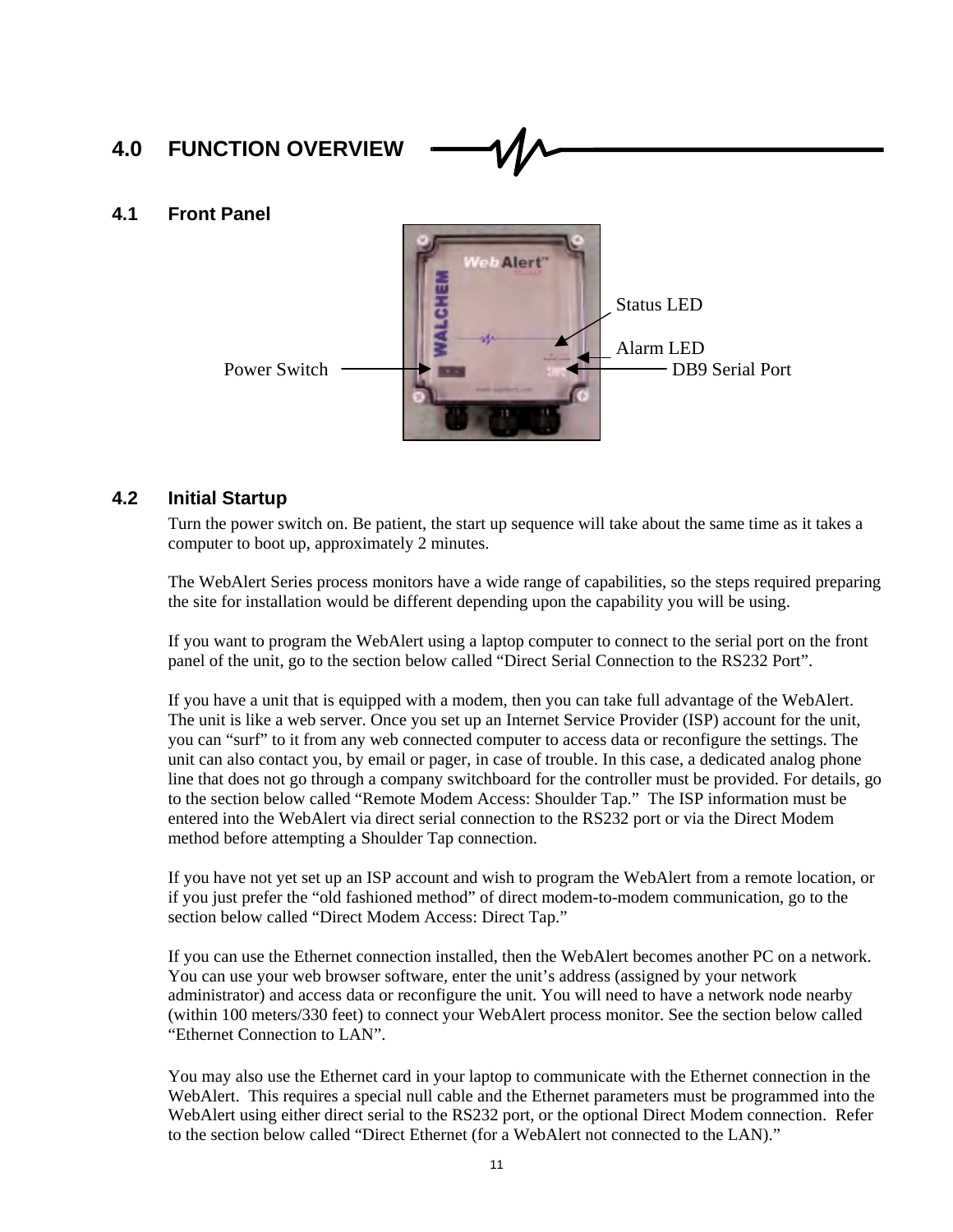# 4.0 FUNCTION OVERVIEW

## 4.1 Front Panel

Status LED

Alarm LED

Power Switch

DB9 Serial Port

## 4.2 Initial Startup

Turn the power switch on. Be patient, the start up sequence will take about the same time as it takes a computer to boot up, approximately 2 minutes.

The WebAlert Series process monitors have a wide range of capabilities, so the steps required preparing the site for installation would be different depending upon the capability you will be using.

If you want to program the WebAlert using a laptop computer to connect to the serial port on the front panel of the unit, go to the section below called "Direct Serial Connection to the RS232 Port".

If you have a unit that is equipped with a modem, then you can take full advantage of the WebAlert. The unit is like a web server. Once you set up an Internet Service Provider (ISP) account for the unit, you can "surf" to it from any web connected computer to access data or reconfigure the settings. The unit can also contact you, by email or pager, in case of trouble. In this case, a dedicated analog phone line that does not go through a company switchboard for the controller must be provided. For details, go to the section below called "Remote Modem Access: Shoulder Tap." The ISP information must be entered into the WebAlert via direct serial connection to the RS232 port or via the Direct Modem method before attempting a Shoulder Tap connection.

If you have not yet set up an ISP account and wish to program the WebAlert from a remote location, or if you just prefer the "old fashioned method" of direct modem-to-modem communication, go to the section below called "Direct Modem Access: Direct Tap."

If you can use the Ethernet connection installed, then the WebAlert becomes another PC on a network. You can use your web browser software, enter the unit's address (assigned by your network administrator) and access data or reconfigure the unit. You will need to have a network node nearby (within 100 meters/330 feet) to connect your WebAlert process monitor. See the section below called "Ethernet Connection to LAN".

You may also use the Ethernet card in your laptop to communicate with the Ethernet connection in the WebAlert. This requires a special null cable and the Ethernet parameters must be programmed into the WebAlert using either direct serial to the RS232 port, or the optional Direct Modem connection. Refer to the section below called "Direct Ethernet (for a WebAlert not connected to the LAN)."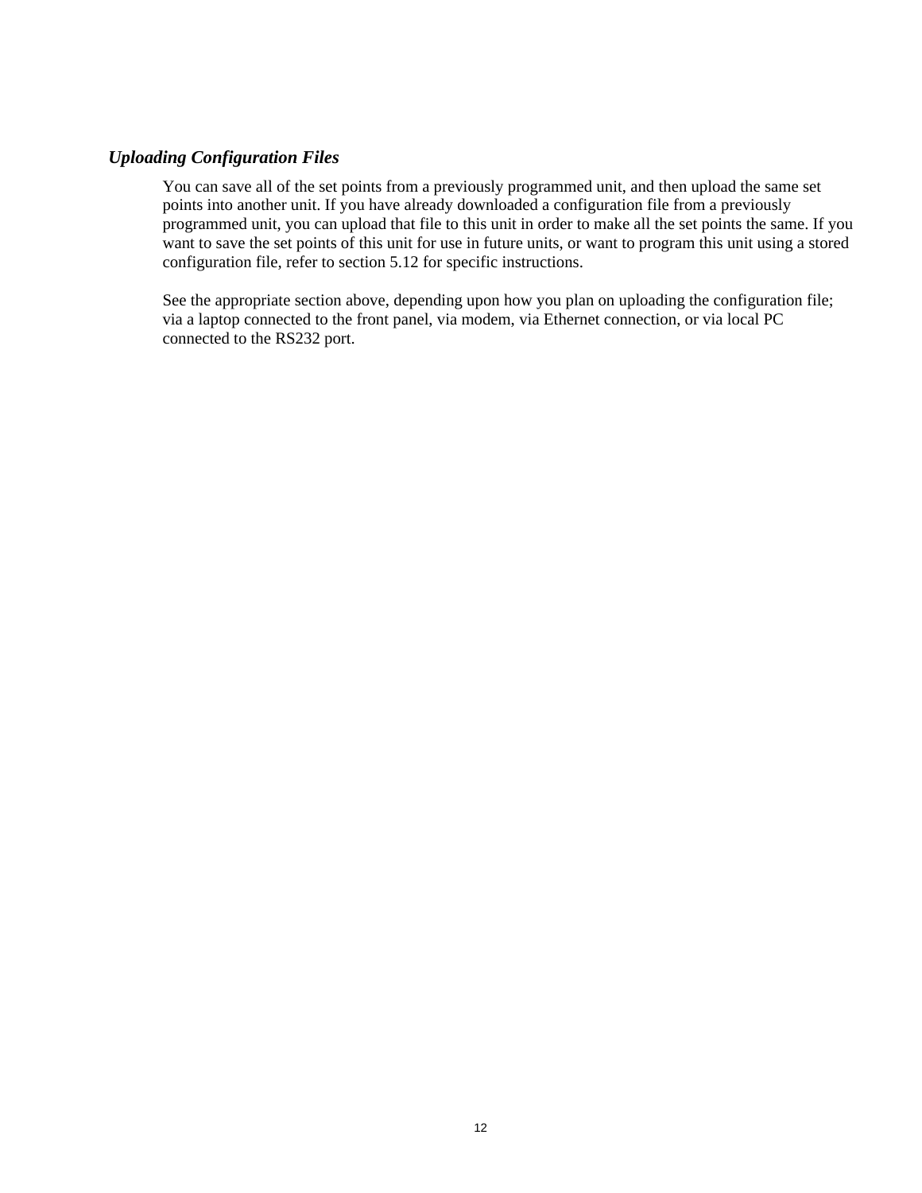### *Uploading Configuration Files*

You can save all of the set points from a previously programmed unit, and then upload the same set points into another unit. If you have already downloaded a configuration file from a previously programmed unit, you can upload that file to this unit in order to make all the set points the same. If you want to save the set points of this unit for use in future units, or want to program this unit using a stored configuration file, refer to section 5.12 for specific instructions.

See the appropriate section above, depending upon how you plan on uploading the configuration file; via a laptop connected to the front panel, via modem, via Ethernet connection, or via local PC connected to the RS232 port.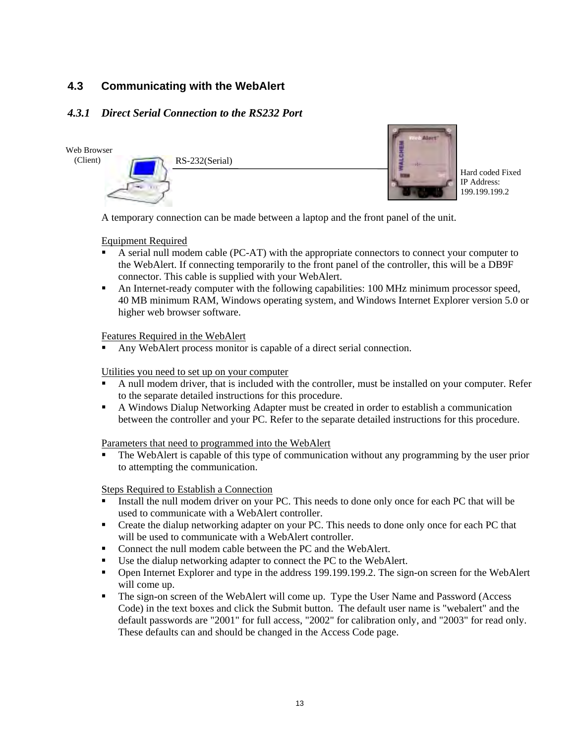## 4.3 Communicating with the WebAlert

### *4.3.1 Direct Serial Connection to the RS232 Port*

Web Browser (Client)

RS-232(Serial)

Hard coded Fixed IP Address: 199.199.199.2

A temporary connection can be made between a laptop and the front panel of the unit.

Equipment Required

- A serial null modem cable (PC-AT) with the appropriate connectors to connect your computer to the WebAlert. If connecting temporarily to the front panel of the controller, this will be a DB9F connector. This cable is supplied with your WebAlert.
- An Internet-ready computer with the following capabilities: 100 MHz minimum processor speed, 40 MB minimum RAM, Windows operating system, and Windows Internet Explorer version 5.0 or higher web browser software.

Features Required in the WebAlert

- Any WebAlert process monitor is capable of a direct serial connection.

Utilities you need to set up on your computer

- A null modem driver, that is included with the controller, must be installed on your computer. Refer to the separate detailed instructions for this procedure.
- A Windows Dialup Networking Adapter must be created in order to establish a communication between the controller and your PC. Refer to the separate detailed instructions for this procedure.

Parameters that need to programmed into the WebAlert

- The WebAlert is capable of this type of communication without any programming by the user prior to attempting the communication.

Steps Required to Establish a Connection

- Install the null modem driver on your PC. This needs to done only once for each PC that will be used to communicate with a WebAlert controller.
- Create the dialup networking adapter on your PC. This needs to done only once for each PC that will be used to communicate with a WebAlert controller.
- Connect the null modem cable between the PC and the WebAlert.
- Use the dialup networking adapter to connect the PC to the WebAlert.
- Open Internet Explorer and type in the address 199.199.199.2. The sign-on screen for the WebAlert will come up.
- The sign-on screen of the WebAlert will come up. Type the User Name and Password (Access Code) in the text boxes and click the Submit button. The default user name is "webalert" and the default passwords are "2001" for full access, "2002" for calibration only, and "2003" for read only. These defaults can and should be changed in the Access Code page.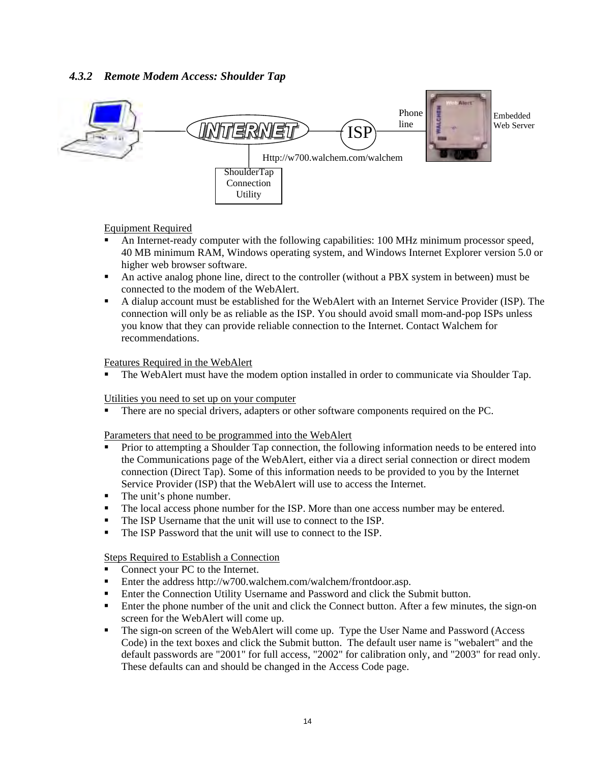### 4.3.2 *Remote Modem Access: Shoulder Tap*

INTERNET — ISP — Phone line — Embedded Web Server

Http://w700.walchem.com/walchem

ShoulderTap Connection Utility

Equipment Required

- An Internet-ready computer with the following capabilities: 100 MHz minimum processor speed, 40 MB minimum RAM, Windows operating system, and Windows Internet Explorer version 5.0 or higher web browser software.
- An active analog phone line, direct to the controller (without a PBX system in between) must be connected to the modem of the WebAlert.
- A dialup account must be established for the WebAlert with an Internet Service Provider (ISP). The connection will only be as reliable as the ISP. You should avoid small mom-and-pop ISPs unless you know that they can provide reliable connection to the Internet. Contact Walchem for recommendations.

Features Required in the WebAlert

- The WebAlert must have the modem option installed in order to communicate via Shoulder Tap.

Utilities you need to set up on your computer

- There are no special drivers, adapters or other software components required on the PC.

Parameters that need to be programmed into the WebAlert

- Prior to attempting a Shoulder Tap connection, the following information needs to be entered into the Communications page of the WebAlert, either via a direct serial connection or direct modem connection (Direct Tap). Some of this information needs to be provided to you by the Internet Service Provider (ISP) that the WebAlert will use to access the Internet.
- The unit's phone number.
- The local access phone number for the ISP. More than one access number may be entered.
- The ISP Username that the unit will use to connect to the ISP.
- The ISP Password that the unit will use to connect to the ISP.

Steps Required to Establish a Connection

- Connect your PC to the Internet.
- Enter the address http://w700.walchem.com/walchem/frontdoor.asp.
- Enter the Connection Utility Username and Password and click the Submit button.
- Enter the phone number of the unit and click the Connect button. After a few minutes, the sign-on screen for the WebAlert will come up.
- The sign-on screen of the WebAlert will come up. Type the User Name and Password (Access Code) in the text boxes and click the Submit button. The default user name is "webalert" and the default passwords are "2001" for full access, "2002" for calibration only, and "2003" for read only. These defaults can and should be changed in the Access Code page.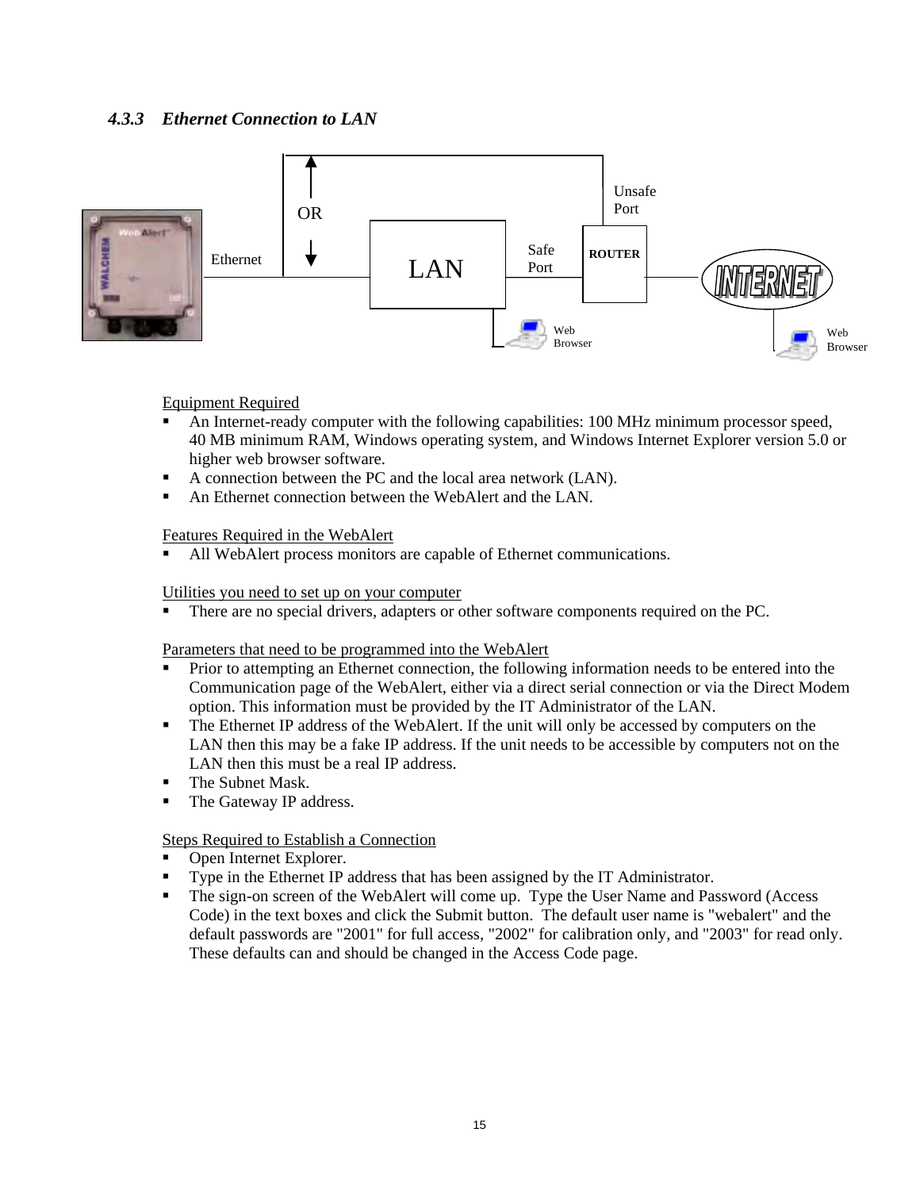### *4.3.3 Ethernet Connection to LAN*

Equipment Required

- An Internet-ready computer with the following capabilities: 100 MHz minimum processor speed, 40 MB minimum RAM, Windows operating system, and Windows Internet Explorer version 5.0 or higher web browser software.
- A connection between the PC and the local area network (LAN).
- An Ethernet connection between the WebAlert and the LAN.

Features Required in the WebAlert

- All WebAlert process monitors are capable of Ethernet communications.

Utilities you need to set up on your computer

- There are no special drivers, adapters or other software components required on the PC.

Parameters that need to be programmed into the WebAlert

- Prior to attempting an Ethernet connection, the following information needs to be entered into the Communication page of the WebAlert, either via a direct serial connection or via the Direct Modem option. This information must be provided by the IT Administrator of the LAN.
- The Ethernet IP address of the WebAlert. If the unit will only be accessed by computers on the LAN then this may be a fake IP address. If the unit needs to be accessible by computers not on the LAN then this must be a real IP address.
- The Subnet Mask.
- The Gateway IP address.

Steps Required to Establish a Connection

- Open Internet Explorer.
- Type in the Ethernet IP address that has been assigned by the IT Administrator.
- The sign-on screen of the WebAlert will come up. Type the User Name and Password (Access Code) in the text boxes and click the Submit button. The default user name is "webalert" and the default passwords are "2001" for full access, "2002" for calibration only, and "2003" for read only. These defaults can and should be changed in the Access Code page.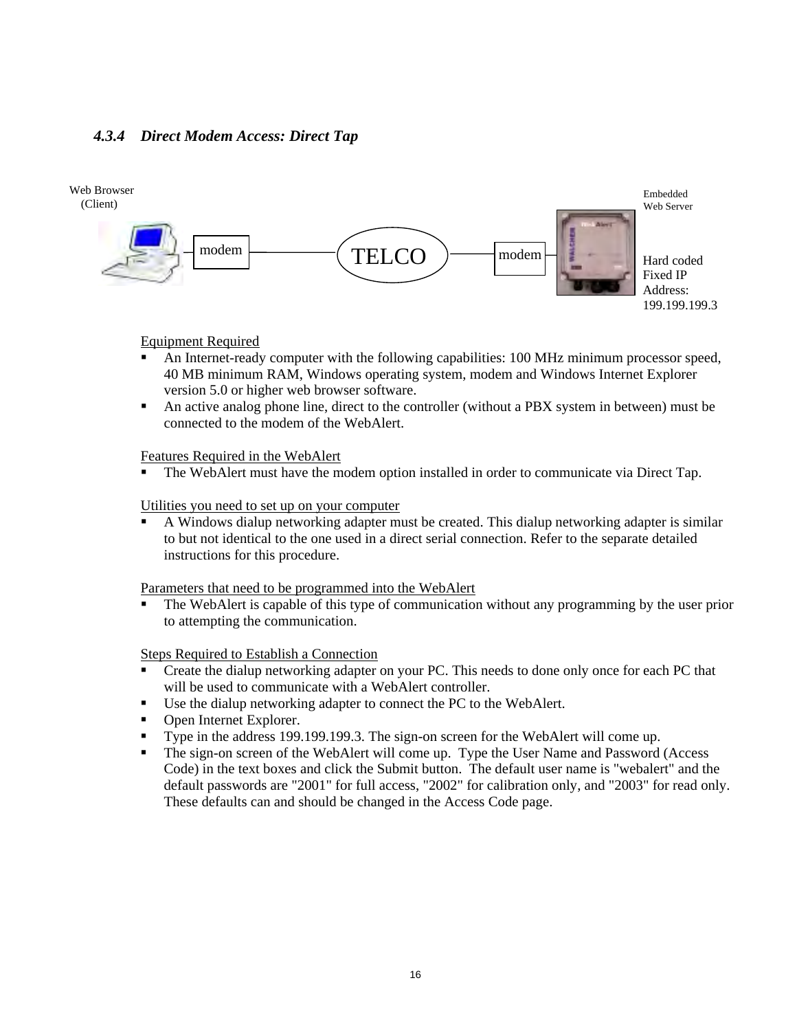### 4.3.4 *Direct Modem Access: Direct Tap*

Web Browser (Client) — modem — TELCO — modem — Embedded Web Server

Hard coded Fixed IP Address: 199.199.199.3

<u>Equipment Required</u>

- An Internet-ready computer with the following capabilities: 100 MHz minimum processor speed, 40 MB minimum RAM, Windows operating system, modem and Windows Internet Explorer version 5.0 or higher web browser software.
- An active analog phone line, direct to the controller (without a PBX system in between) must be connected to the modem of the WebAlert.

<u>Features Required in the WebAlert</u>

- The WebAlert must have the modem option installed in order to communicate via Direct Tap.

<u>Utilities you need to set up on your computer</u>

- A Windows dialup networking adapter must be created. This dialup networking adapter is similar to but not identical to the one used in a direct serial connection. Refer to the separate detailed instructions for this procedure.

<u>Parameters that need to be programmed into the WebAlert</u>

- The WebAlert is capable of this type of communication without any programming by the user prior to attempting the communication.

<u>Steps Required to Establish a Connection</u>

- Create the dialup networking adapter on your PC. This needs to done only once for each PC that will be used to communicate with a WebAlert controller.
- Use the dialup networking adapter to connect the PC to the WebAlert.
- Open Internet Explorer.
- Type in the address 199.199.199.3. The sign-on screen for the WebAlert will come up.
- The sign-on screen of the WebAlert will come up. Type the User Name and Password (Access Code) in the text boxes and click the Submit button. The default user name is "webalert" and the default passwords are "2001" for full access, "2002" for calibration only, and "2003" for read only. These defaults can and should be changed in the Access Code page.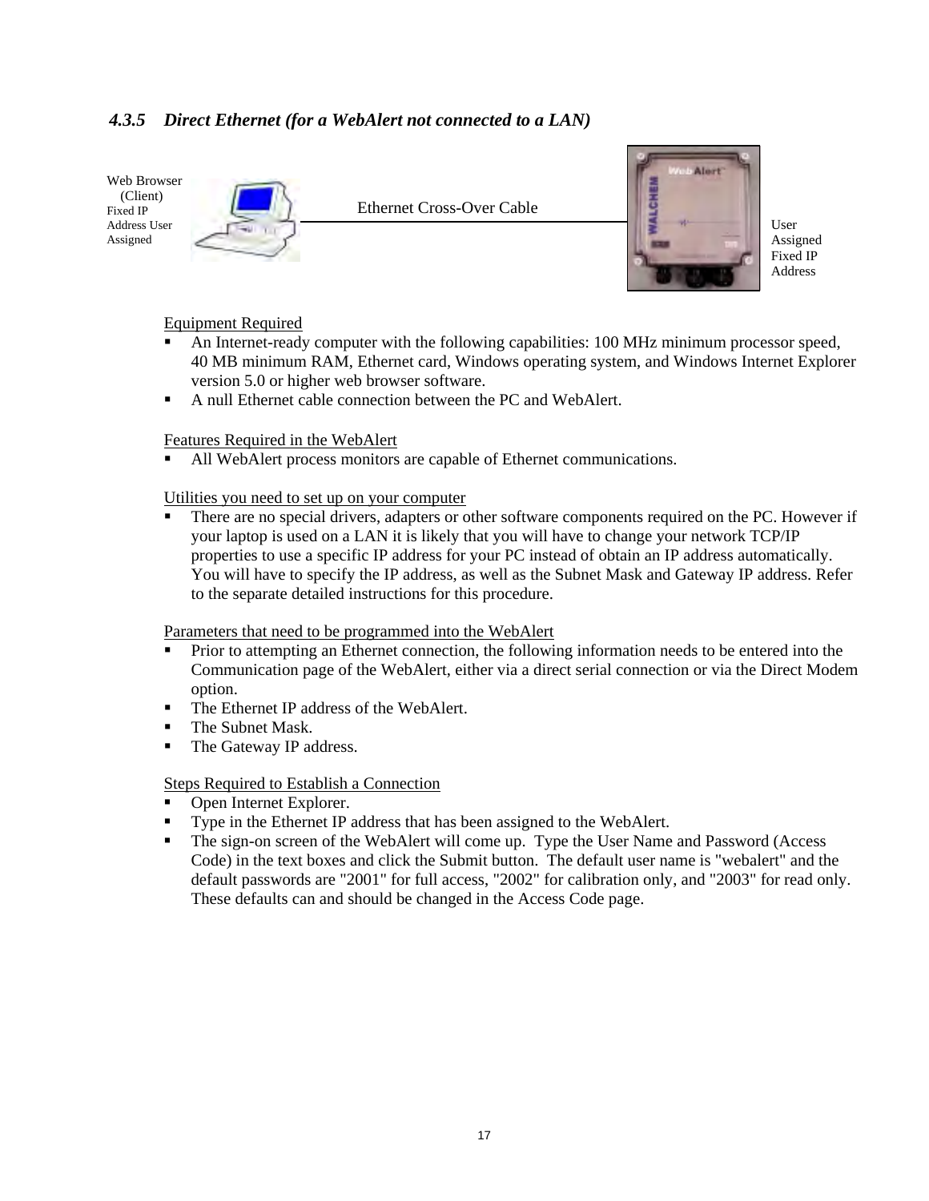### 4.3.5 *Direct Ethernet (for a WebAlert not connected to a LAN)*

Web Browser (Client)
Fixed IP Address User Assigned

Ethernet Cross-Over Cable

User Assigned Fixed IP Address

Equipment Required

- An Internet-ready computer with the following capabilities: 100 MHz minimum processor speed, 40 MB minimum RAM, Ethernet card, Windows operating system, and Windows Internet Explorer version 5.0 or higher web browser software.
- A null Ethernet cable connection between the PC and WebAlert.

Features Required in the WebAlert

- All WebAlert process monitors are capable of Ethernet communications.

Utilities you need to set up on your computer

- There are no special drivers, adapters or other software components required on the PC. However if your laptop is used on a LAN it is likely that you will have to change your network TCP/IP properties to use a specific IP address for your PC instead of obtain an IP address automatically. You will have to specify the IP address, as well as the Subnet Mask and Gateway IP address. Refer to the separate detailed instructions for this procedure.

Parameters that need to be programmed into the WebAlert

- Prior to attempting an Ethernet connection, the following information needs to be entered into the Communication page of the WebAlert, either via a direct serial connection or via the Direct Modem option.
- The Ethernet IP address of the WebAlert.
- The Subnet Mask.
- The Gateway IP address.

Steps Required to Establish a Connection

- Open Internet Explorer.
- Type in the Ethernet IP address that has been assigned to the WebAlert.
- The sign-on screen of the WebAlert will come up. Type the User Name and Password (Access Code) in the text boxes and click the Submit button. The default user name is "webalert" and the default passwords are "2001" for full access, "2002" for calibration only, and "2003" for read only. These defaults can and should be changed in the Access Code page.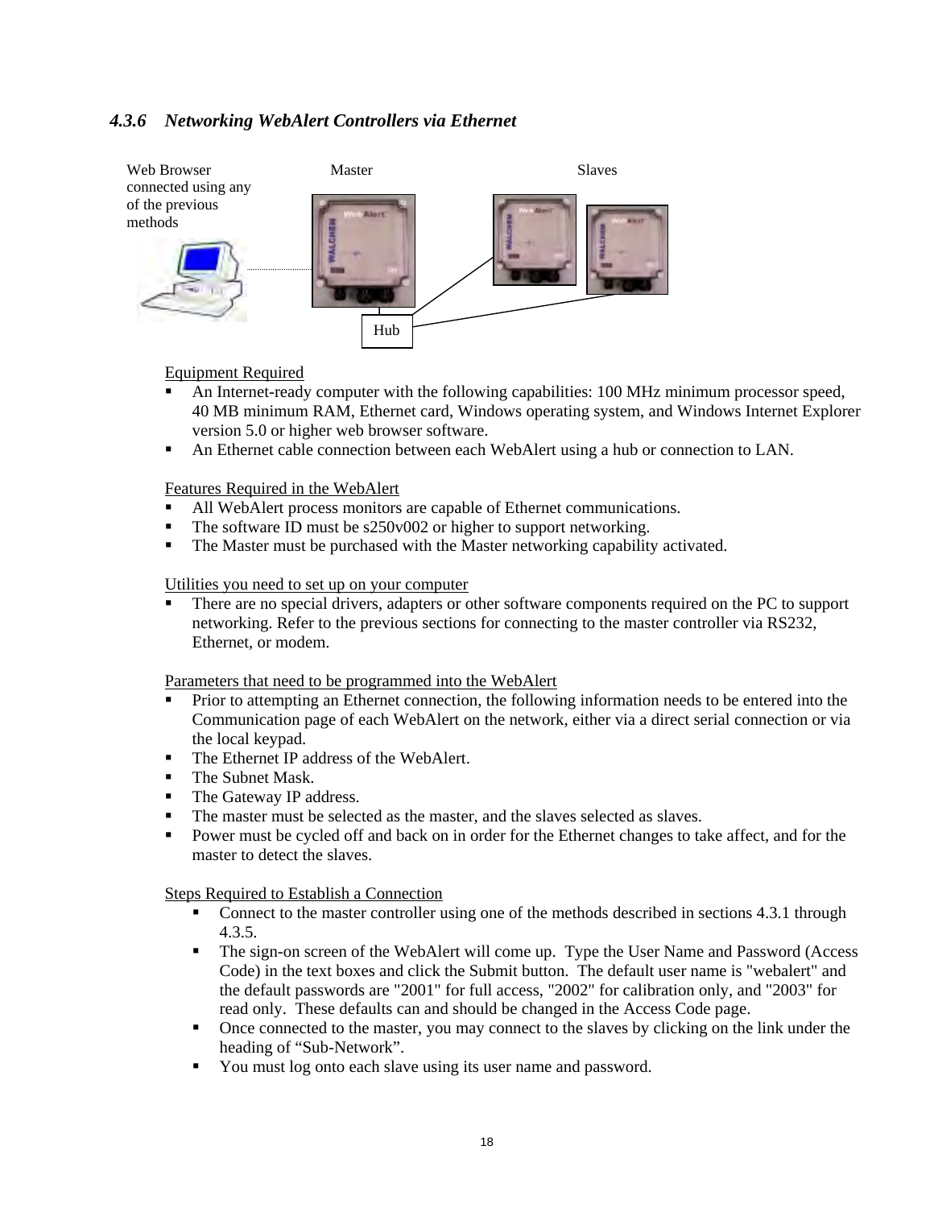### *4.3.6 Networking WebAlert Controllers via Ethernet*

Web Browser connected using any of the previous methods

Master

Slaves

Hub

Equipment Required

- An Internet-ready computer with the following capabilities: 100 MHz minimum processor speed, 40 MB minimum RAM, Ethernet card, Windows operating system, and Windows Internet Explorer version 5.0 or higher web browser software.
- An Ethernet cable connection between each WebAlert using a hub or connection to LAN.

Features Required in the WebAlert

- All WebAlert process monitors are capable of Ethernet communications.
- The software ID must be s250v002 or higher to support networking.
- The Master must be purchased with the Master networking capability activated.

Utilities you need to set up on your computer

- There are no special drivers, adapters or other software components required on the PC to support networking. Refer to the previous sections for connecting to the master controller via RS232, Ethernet, or modem.

Parameters that need to be programmed into the WebAlert

- Prior to attempting an Ethernet connection, the following information needs to be entered into the Communication page of each WebAlert on the network, either via a direct serial connection or via the local keypad.
- The Ethernet IP address of the WebAlert.
- The Subnet Mask.
- The Gateway IP address.
- The master must be selected as the master, and the slaves selected as slaves.
- Power must be cycled off and back on in order for the Ethernet changes to take affect, and for the master to detect the slaves.

Steps Required to Establish a Connection

- Connect to the master controller using one of the methods described in sections 4.3.1 through 4.3.5.
- The sign-on screen of the WebAlert will come up. Type the User Name and Password (Access Code) in the text boxes and click the Submit button. The default user name is "webalert" and the default passwords are "2001" for full access, "2002" for calibration only, and "2003" for read only. These defaults can and should be changed in the Access Code page.
- Once connected to the master, you may connect to the slaves by clicking on the link under the heading of "Sub-Network".
- You must log onto each slave using its user name and password.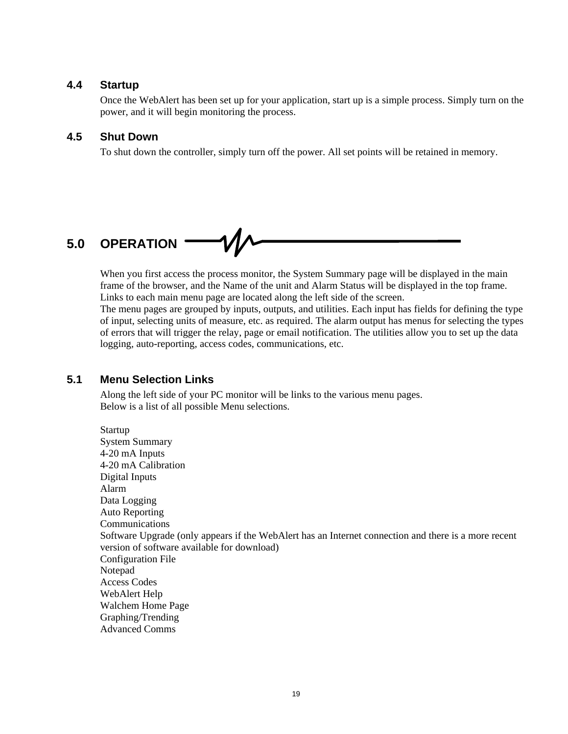### 4.4 Startup

Once the WebAlert has been set up for your application, start up is a simple process. Simply turn on the power, and it will begin monitoring the process.

### 4.5 Shut Down

To shut down the controller, simply turn off the power. All set points will be retained in memory.

## 5.0 OPERATION

When you first access the process monitor, the System Summary page will be displayed in the main frame of the browser, and the Name of the unit and Alarm Status will be displayed in the top frame. Links to each main menu page are located along the left side of the screen.

The menu pages are grouped by inputs, outputs, and utilities. Each input has fields for defining the type of input, selecting units of measure, etc. as required. The alarm output has menus for selecting the types of errors that will trigger the relay, page or email notification. The utilities allow you to set up the data logging, auto-reporting, access codes, communications, etc.

### 5.1 Menu Selection Links

Along the left side of your PC monitor will be links to the various menu pages.
Below is a list of all possible Menu selections.

Startup
System Summary
4-20 mA Inputs
4-20 mA Calibration
Digital Inputs
Alarm
Data Logging
Auto Reporting
Communications
Software Upgrade (only appears if the WebAlert has an Internet connection and there is a more recent version of software available for download)
Configuration File
Notepad
Access Codes
WebAlert Help
Walchem Home Page
Graphing/Trending
Advanced Comms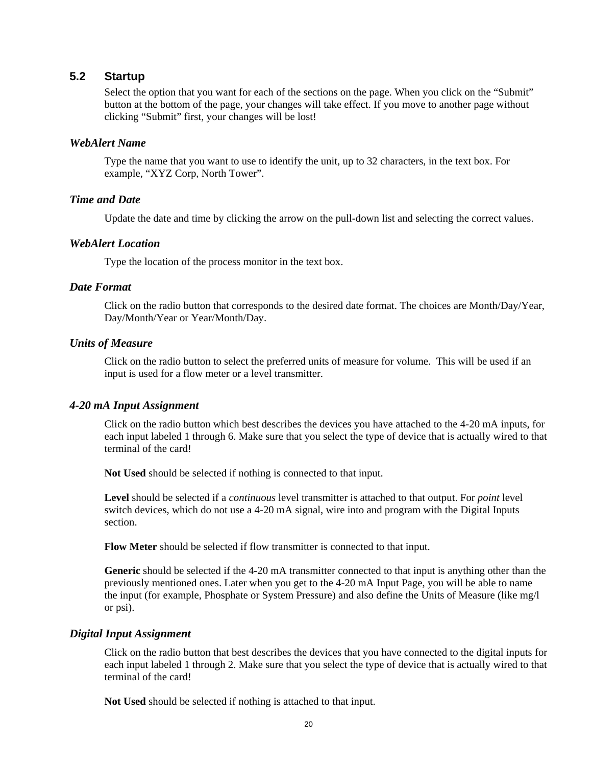## 5.2 Startup

Select the option that you want for each of the sections on the page. When you click on the "Submit" button at the bottom of the page, your changes will take effect. If you move to another page without clicking "Submit" first, your changes will be lost!

### *WebAlert Name*

Type the name that you want to use to identify the unit, up to 32 characters, in the text box. For example, "XYZ Corp, North Tower".

### *Time and Date*

Update the date and time by clicking the arrow on the pull-down list and selecting the correct values.

### *WebAlert Location*

Type the location of the process monitor in the text box.

### *Date Format*

Click on the radio button that corresponds to the desired date format. The choices are Month/Day/Year, Day/Month/Year or Year/Month/Day.

### *Units of Measure*

Click on the radio button to select the preferred units of measure for volume. This will be used if an input is used for a flow meter or a level transmitter.

### *4-20 mA Input Assignment*

Click on the radio button which best describes the devices you have attached to the 4-20 mA inputs, for each input labeled 1 through 6. Make sure that you select the type of device that is actually wired to that terminal of the card!

**Not Used** should be selected if nothing is connected to that input.

**Level** should be selected if a *continuous* level transmitter is attached to that output. For *point* level switch devices, which do not use a 4-20 mA signal, wire into and program with the Digital Inputs section.

**Flow Meter** should be selected if flow transmitter is connected to that input.

**Generic** should be selected if the 4-20 mA transmitter connected to that input is anything other than the previously mentioned ones. Later when you get to the 4-20 mA Input Page, you will be able to name the input (for example, Phosphate or System Pressure) and also define the Units of Measure (like mg/l or psi).

### *Digital Input Assignment*

Click on the radio button that best describes the devices that you have connected to the digital inputs for each input labeled 1 through 2. Make sure that you select the type of device that is actually wired to that terminal of the card!

**Not Used** should be selected if nothing is attached to that input.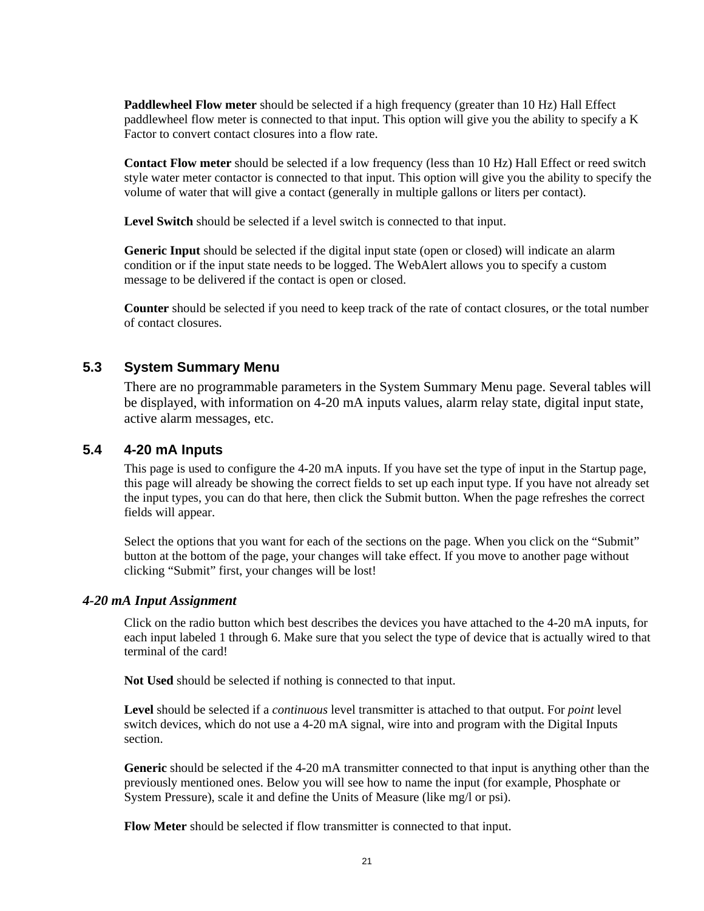**Paddlewheel Flow meter** should be selected if a high frequency (greater than 10 Hz) Hall Effect paddlewheel flow meter is connected to that input. This option will give you the ability to specify a K Factor to convert contact closures into a flow rate.

**Contact Flow meter** should be selected if a low frequency (less than 10 Hz) Hall Effect or reed switch style water meter contactor is connected to that input. This option will give you the ability to specify the volume of water that will give a contact (generally in multiple gallons or liters per contact).

**Level Switch** should be selected if a level switch is connected to that input.

**Generic Input** should be selected if the digital input state (open or closed) will indicate an alarm condition or if the input state needs to be logged. The WebAlert allows you to specify a custom message to be delivered if the contact is open or closed.

**Counter** should be selected if you need to keep track of the rate of contact closures, or the total number of contact closures.

## 5.3 System Summary Menu

There are no programmable parameters in the System Summary Menu page. Several tables will be displayed, with information on 4-20 mA inputs values, alarm relay state, digital input state, active alarm messages, etc.

## 5.4 4-20 mA Inputs

This page is used to configure the 4-20 mA inputs. If you have set the type of input in the Startup page, this page will already be showing the correct fields to set up each input type. If you have not already set the input types, you can do that here, then click the Submit button. When the page refreshes the correct fields will appear.

Select the options that you want for each of the sections on the page. When you click on the "Submit" button at the bottom of the page, your changes will take effect. If you move to another page without clicking "Submit" first, your changes will be lost!

### *4-20 mA Input Assignment*

Click on the radio button which best describes the devices you have attached to the 4-20 mA inputs, for each input labeled 1 through 6. Make sure that you select the type of device that is actually wired to that terminal of the card!

**Not Used** should be selected if nothing is connected to that input.

**Level** should be selected if a *continuous* level transmitter is attached to that output. For *point* level switch devices, which do not use a 4-20 mA signal, wire into and program with the Digital Inputs section.

**Generic** should be selected if the 4-20 mA transmitter connected to that input is anything other than the previously mentioned ones. Below you will see how to name the input (for example, Phosphate or System Pressure), scale it and define the Units of Measure (like mg/l or psi).

**Flow Meter** should be selected if flow transmitter is connected to that input.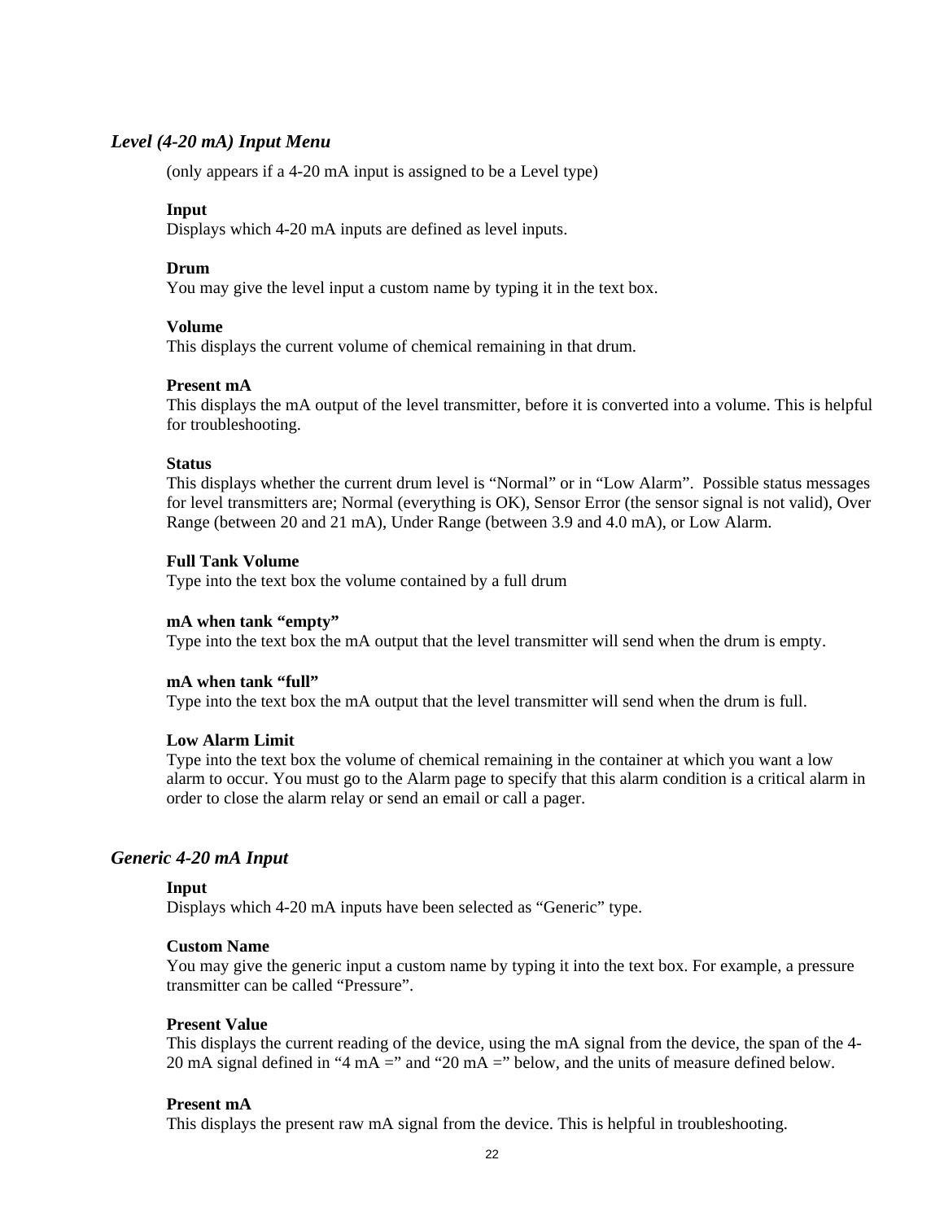### *Level (4-20 mA) Input Menu*

(only appears if a 4-20 mA input is assigned to be a Level type)

**Input**
Displays which 4-20 mA inputs are defined as level inputs.

**Drum**
You may give the level input a custom name by typing it in the text box.

**Volume**
This displays the current volume of chemical remaining in that drum.

**Present mA**
This displays the mA output of the level transmitter, before it is converted into a volume. This is helpful for troubleshooting.

**Status**
This displays whether the current drum level is “Normal” or in “Low Alarm”. Possible status messages for level transmitters are; Normal (everything is OK), Sensor Error (the sensor signal is not valid), Over Range (between 20 and 21 mA), Under Range (between 3.9 and 4.0 mA), or Low Alarm.

**Full Tank Volume**
Type into the text box the volume contained by a full drum

**mA when tank “empty”**
Type into the text box the mA output that the level transmitter will send when the drum is empty.

**mA when tank “full”**
Type into the text box the mA output that the level transmitter will send when the drum is full.

**Low Alarm Limit**
Type into the text box the volume of chemical remaining in the container at which you want a low alarm to occur. You must go to the Alarm page to specify that this alarm condition is a critical alarm in order to close the alarm relay or send an email or call a pager.

### *Generic 4-20 mA Input*

**Input**
Displays which 4-20 mA inputs have been selected as “Generic” type.

**Custom Name**
You may give the generic input a custom name by typing it into the text box. For example, a pressure transmitter can be called “Pressure”.

**Present Value**
This displays the current reading of the device, using the mA signal from the device, the span of the 4-20 mA signal defined in “4 mA =” and “20 mA =” below, and the units of measure defined below.

**Present mA**
This displays the present raw mA signal from the device. This is helpful in troubleshooting.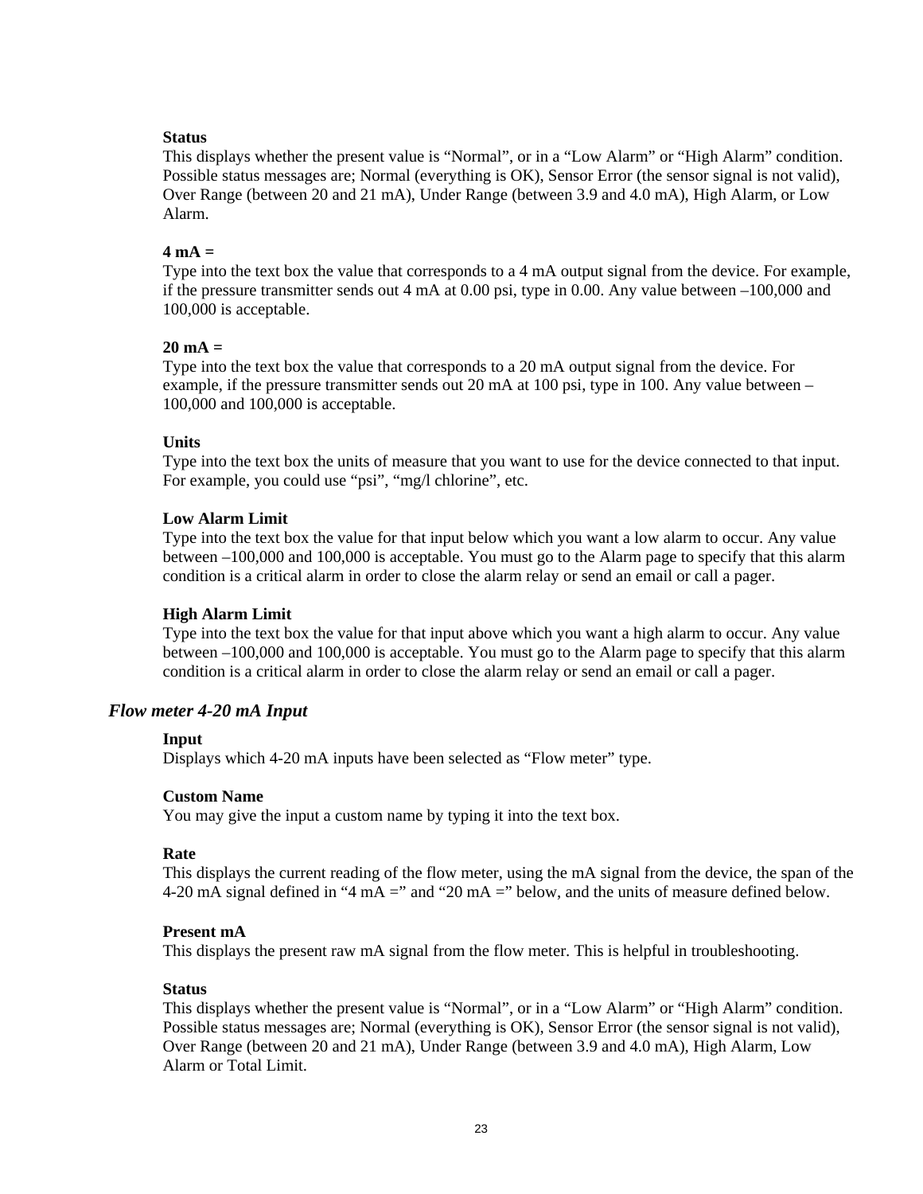**Status**
This displays whether the present value is “Normal”, or in a “Low Alarm” or “High Alarm” condition. Possible status messages are; Normal (everything is OK), Sensor Error (the sensor signal is not valid), Over Range (between 20 and 21 mA), Under Range (between 3.9 and 4.0 mA), High Alarm, or Low Alarm.

**4 mA =**
Type into the text box the value that corresponds to a 4 mA output signal from the device. For example, if the pressure transmitter sends out 4 mA at 0.00 psi, type in 0.00. Any value between –100,000 and 100,000 is acceptable.

**20 mA =**
Type into the text box the value that corresponds to a 20 mA output signal from the device. For example, if the pressure transmitter sends out 20 mA at 100 psi, type in 100. Any value between –100,000 and 100,000 is acceptable.

**Units**
Type into the text box the units of measure that you want to use for the device connected to that input. For example, you could use “psi”, “mg/l chlorine”, etc.

**Low Alarm Limit**
Type into the text box the value for that input below which you want a low alarm to occur. Any value between –100,000 and 100,000 is acceptable. You must go to the Alarm page to specify that this alarm condition is a critical alarm in order to close the alarm relay or send an email or call a pager.

**High Alarm Limit**
Type into the text box the value for that input above which you want a high alarm to occur. Any value between –100,000 and 100,000 is acceptable. You must go to the Alarm page to specify that this alarm condition is a critical alarm in order to close the alarm relay or send an email or call a pager.

### *Flow meter 4-20 mA Input*

**Input**
Displays which 4-20 mA inputs have been selected as “Flow meter” type.

**Custom Name**
You may give the input a custom name by typing it into the text box.

**Rate**
This displays the current reading of the flow meter, using the mA signal from the device, the span of the 4-20 mA signal defined in “4 mA =” and “20 mA =” below, and the units of measure defined below.

**Present mA**
This displays the present raw mA signal from the flow meter. This is helpful in troubleshooting.

**Status**
This displays whether the present value is “Normal”, or in a “Low Alarm” or “High Alarm” condition. Possible status messages are; Normal (everything is OK), Sensor Error (the sensor signal is not valid), Over Range (between 20 and 21 mA), Under Range (between 3.9 and 4.0 mA), High Alarm, Low Alarm or Total Limit.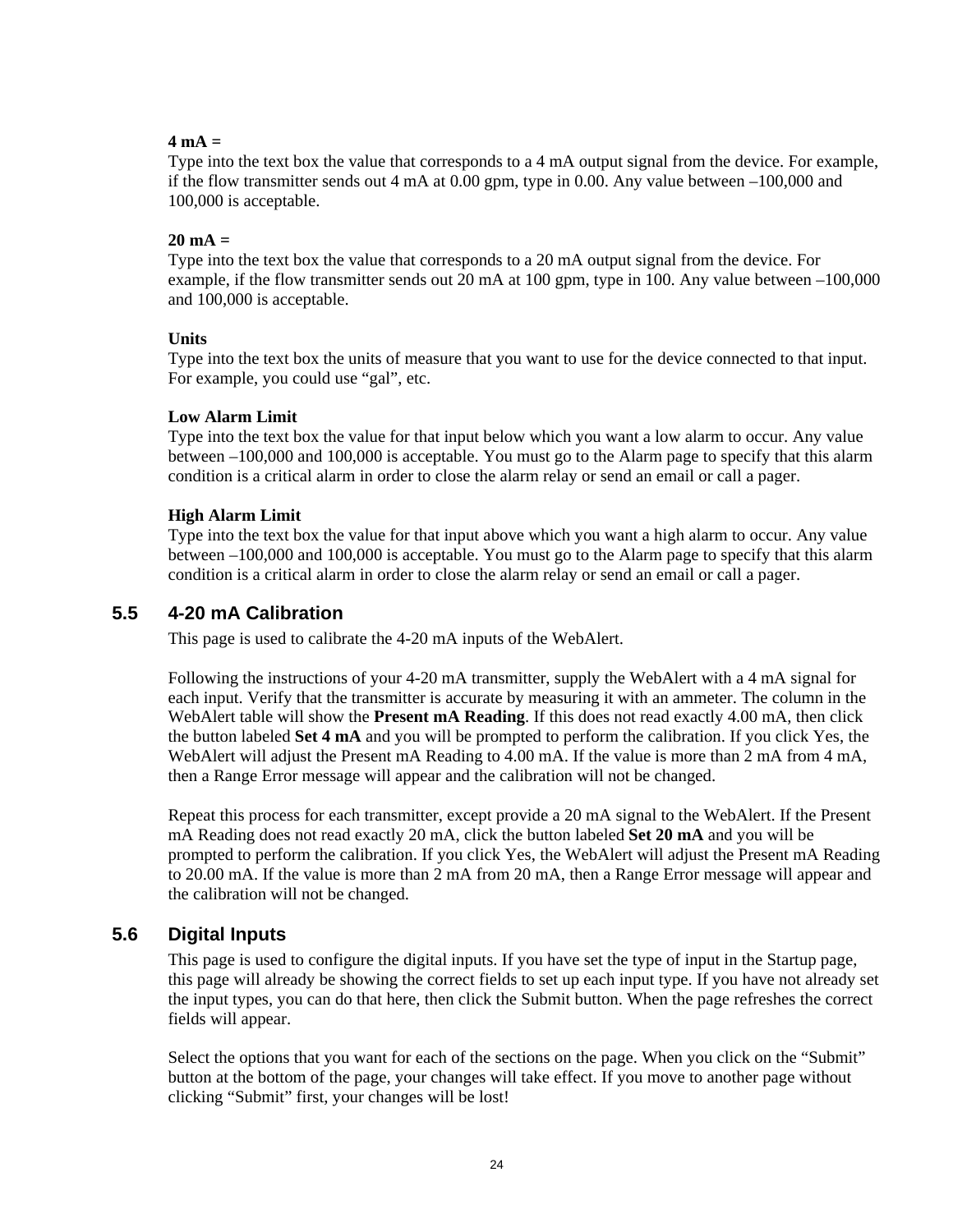**4 mA =**
Type into the text box the value that corresponds to a 4 mA output signal from the device. For example, if the flow transmitter sends out 4 mA at 0.00 gpm, type in 0.00. Any value between –100,000 and 100,000 is acceptable.

**20 mA =**
Type into the text box the value that corresponds to a 20 mA output signal from the device. For example, if the flow transmitter sends out 20 mA at 100 gpm, type in 100. Any value between –100,000 and 100,000 is acceptable.

**Units**
Type into the text box the units of measure that you want to use for the device connected to that input. For example, you could use "gal", etc.

**Low Alarm Limit**
Type into the text box the value for that input below which you want a low alarm to occur. Any value between –100,000 and 100,000 is acceptable. You must go to the Alarm page to specify that this alarm condition is a critical alarm in order to close the alarm relay or send an email or call a pager.

**High Alarm Limit**
Type into the text box the value for that input above which you want a high alarm to occur. Any value between –100,000 and 100,000 is acceptable. You must go to the Alarm page to specify that this alarm condition is a critical alarm in order to close the alarm relay or send an email or call a pager.

## 5.5 4-20 mA Calibration

This page is used to calibrate the 4-20 mA inputs of the WebAlert.

Following the instructions of your 4-20 mA transmitter, supply the WebAlert with a 4 mA signal for each input. Verify that the transmitter is accurate by measuring it with an ammeter. The column in the WebAlert table will show the **Present mA Reading**. If this does not read exactly 4.00 mA, then click the button labeled **Set 4 mA** and you will be prompted to perform the calibration. If you click Yes, the WebAlert will adjust the Present mA Reading to 4.00 mA. If the value is more than 2 mA from 4 mA, then a Range Error message will appear and the calibration will not be changed.

Repeat this process for each transmitter, except provide a 20 mA signal to the WebAlert. If the Present mA Reading does not read exactly 20 mA, click the button labeled **Set 20 mA** and you will be prompted to perform the calibration. If you click Yes, the WebAlert will adjust the Present mA Reading to 20.00 mA. If the value is more than 2 mA from 20 mA, then a Range Error message will appear and the calibration will not be changed.

## 5.6 Digital Inputs

This page is used to configure the digital inputs. If you have set the type of input in the Startup page, this page will already be showing the correct fields to set up each input type. If you have not already set the input types, you can do that here, then click the Submit button. When the page refreshes the correct fields will appear.

Select the options that you want for each of the sections on the page. When you click on the "Submit" button at the bottom of the page, your changes will take effect. If you move to another page without clicking "Submit" first, your changes will be lost!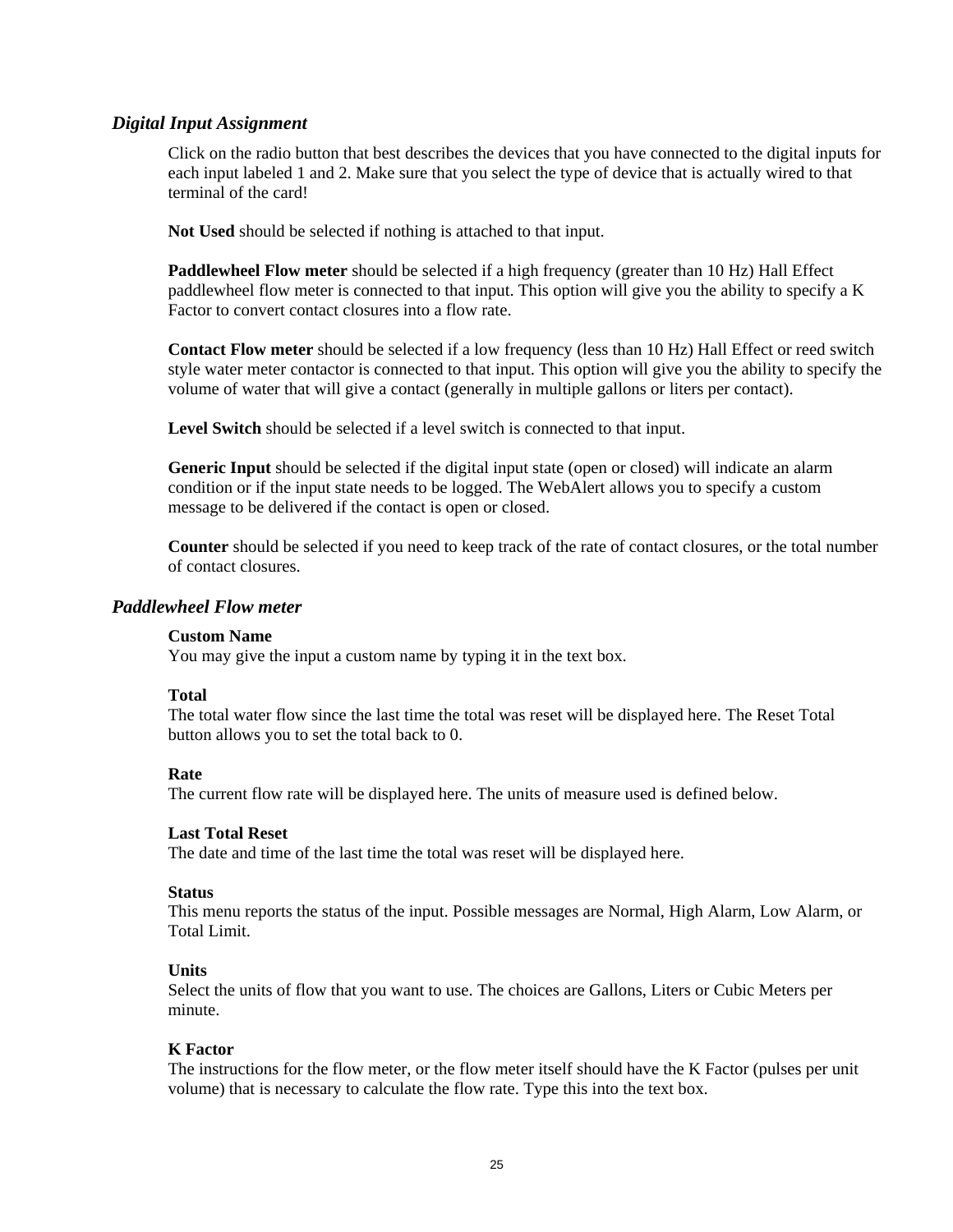## *Digital Input Assignment*

Click on the radio button that best describes the devices that you have connected to the digital inputs for each input labeled 1 and 2. Make sure that you select the type of device that is actually wired to that terminal of the card!

**Not Used** should be selected if nothing is attached to that input.

**Paddlewheel Flow meter** should be selected if a high frequency (greater than 10 Hz) Hall Effect paddlewheel flow meter is connected to that input. This option will give you the ability to specify a K Factor to convert contact closures into a flow rate.

**Contact Flow meter** should be selected if a low frequency (less than 10 Hz) Hall Effect or reed switch style water meter contactor is connected to that input. This option will give you the ability to specify the volume of water that will give a contact (generally in multiple gallons or liters per contact).

**Level Switch** should be selected if a level switch is connected to that input.

**Generic Input** should be selected if the digital input state (open or closed) will indicate an alarm condition or if the input state needs to be logged. The WebAlert allows you to specify a custom message to be delivered if the contact is open or closed.

**Counter** should be selected if you need to keep track of the rate of contact closures, or the total number of contact closures.

## *Paddlewheel Flow meter*

**Custom Name**
You may give the input a custom name by typing it in the text box.

**Total**
The total water flow since the last time the total was reset will be displayed here. The Reset Total button allows you to set the total back to 0.

**Rate**
The current flow rate will be displayed here. The units of measure used is defined below.

**Last Total Reset**
The date and time of the last time the total was reset will be displayed here.

**Status**
This menu reports the status of the input. Possible messages are Normal, High Alarm, Low Alarm, or Total Limit.

**Units**
Select the units of flow that you want to use. The choices are Gallons, Liters or Cubic Meters per minute.

**K Factor**
The instructions for the flow meter, or the flow meter itself should have the K Factor (pulses per unit volume) that is necessary to calculate the flow rate. Type this into the text box.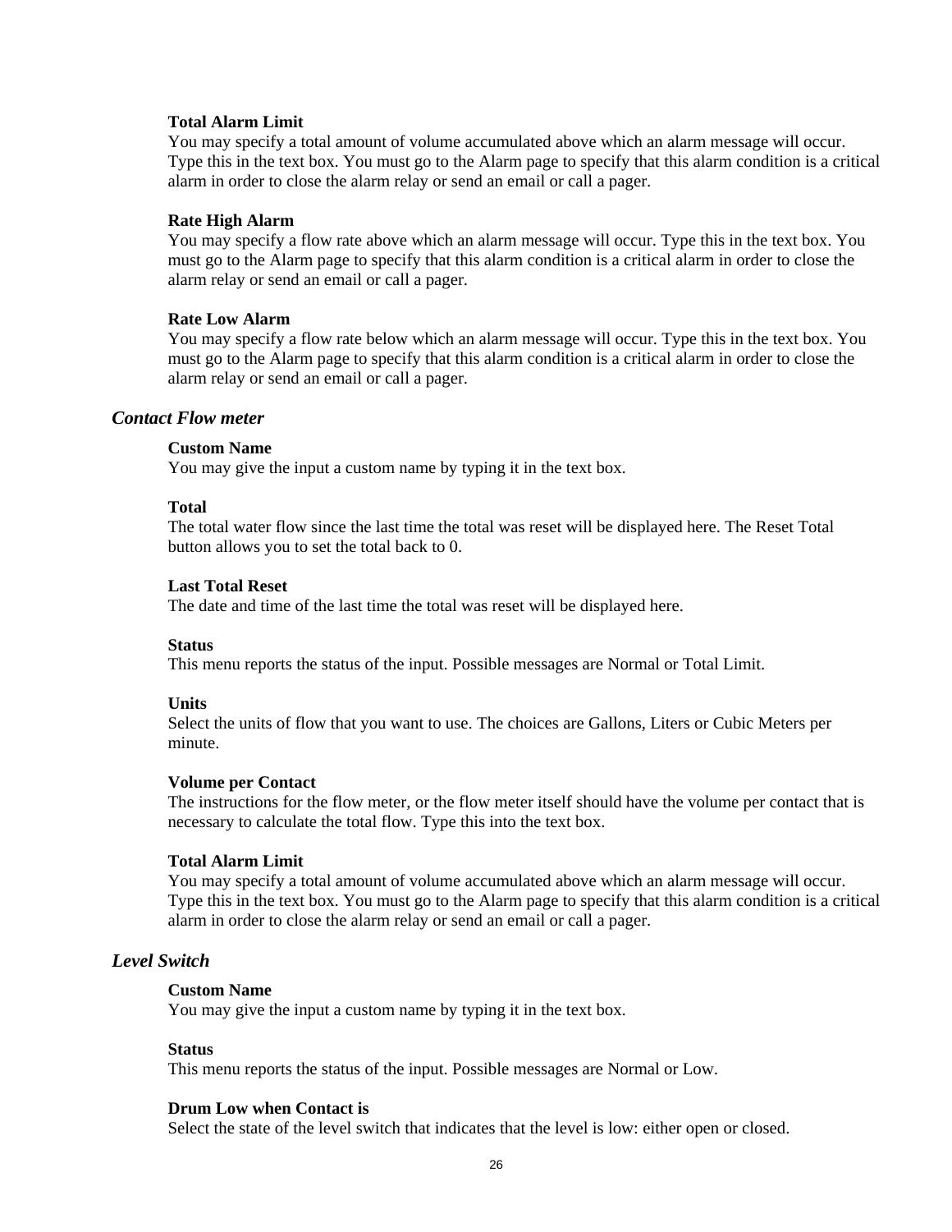**Total Alarm Limit**
You may specify a total amount of volume accumulated above which an alarm message will occur. Type this in the text box. You must go to the Alarm page to specify that this alarm condition is a critical alarm in order to close the alarm relay or send an email or call a pager.

**Rate High Alarm**
You may specify a flow rate above which an alarm message will occur. Type this in the text box. You must go to the Alarm page to specify that this alarm condition is a critical alarm in order to close the alarm relay or send an email or call a pager.

**Rate Low Alarm**
You may specify a flow rate below which an alarm message will occur. Type this in the text box. You must go to the Alarm page to specify that this alarm condition is a critical alarm in order to close the alarm relay or send an email or call a pager.

### *Contact Flow meter*

**Custom Name**
You may give the input a custom name by typing it in the text box.

**Total**
The total water flow since the last time the total was reset will be displayed here. The Reset Total button allows you to set the total back to 0.

**Last Total Reset**
The date and time of the last time the total was reset will be displayed here.

**Status**
This menu reports the status of the input. Possible messages are Normal or Total Limit.

**Units**
Select the units of flow that you want to use. The choices are Gallons, Liters or Cubic Meters per minute.

**Volume per Contact**
The instructions for the flow meter, or the flow meter itself should have the volume per contact that is necessary to calculate the total flow. Type this into the text box.

**Total Alarm Limit**
You may specify a total amount of volume accumulated above which an alarm message will occur. Type this in the text box. You must go to the Alarm page to specify that this alarm condition is a critical alarm in order to close the alarm relay or send an email or call a pager.

### *Level Switch*

**Custom Name**
You may give the input a custom name by typing it in the text box.

**Status**
This menu reports the status of the input. Possible messages are Normal or Low.

**Drum Low when Contact is**
Select the state of the level switch that indicates that the level is low: either open or closed.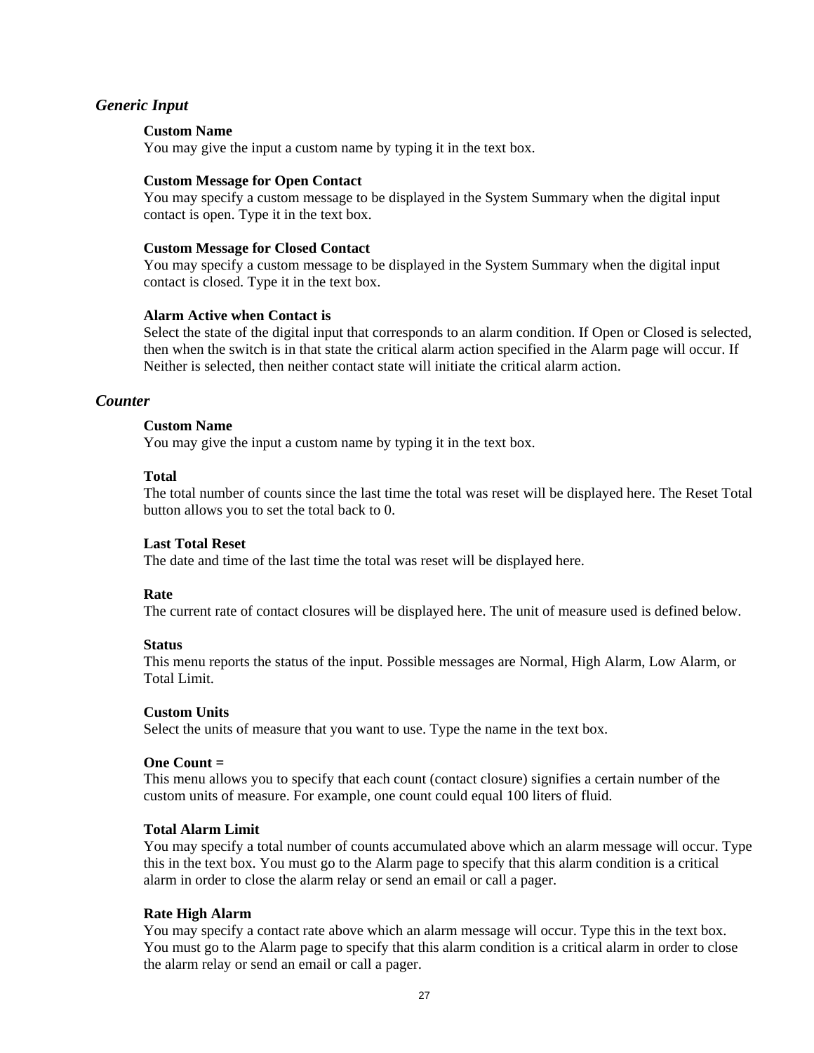### *Generic Input*

**Custom Name**
You may give the input a custom name by typing it in the text box.

**Custom Message for Open Contact**
You may specify a custom message to be displayed in the System Summary when the digital input contact is open. Type it in the text box.

**Custom Message for Closed Contact**
You may specify a custom message to be displayed in the System Summary when the digital input contact is closed. Type it in the text box.

**Alarm Active when Contact is**
Select the state of the digital input that corresponds to an alarm condition. If Open or Closed is selected, then when the switch is in that state the critical alarm action specified in the Alarm page will occur. If Neither is selected, then neither contact state will initiate the critical alarm action.

### *Counter*

**Custom Name**
You may give the input a custom name by typing it in the text box.

**Total**
The total number of counts since the last time the total was reset will be displayed here. The Reset Total button allows you to set the total back to 0.

**Last Total Reset**
The date and time of the last time the total was reset will be displayed here.

**Rate**
The current rate of contact closures will be displayed here. The unit of measure used is defined below.

**Status**
This menu reports the status of the input. Possible messages are Normal, High Alarm, Low Alarm, or Total Limit.

**Custom Units**
Select the units of measure that you want to use. Type the name in the text box.

**One Count =**
This menu allows you to specify that each count (contact closure) signifies a certain number of the custom units of measure. For example, one count could equal 100 liters of fluid.

**Total Alarm Limit**
You may specify a total number of counts accumulated above which an alarm message will occur. Type this in the text box. You must go to the Alarm page to specify that this alarm condition is a critical alarm in order to close the alarm relay or send an email or call a pager.

**Rate High Alarm**
You may specify a contact rate above which an alarm message will occur. Type this in the text box. You must go to the Alarm page to specify that this alarm condition is a critical alarm in order to close the alarm relay or send an email or call a pager.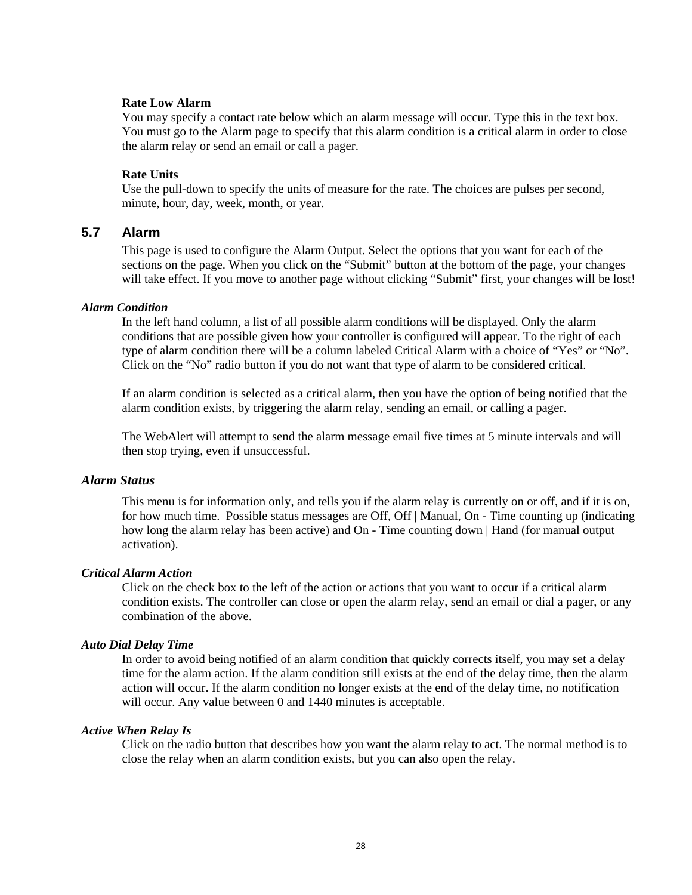**Rate Low Alarm**
You may specify a contact rate below which an alarm message will occur. Type this in the text box. You must go to the Alarm page to specify that this alarm condition is a critical alarm in order to close the alarm relay or send an email or call a pager.

**Rate Units**
Use the pull-down to specify the units of measure for the rate. The choices are pulses per second, minute, hour, day, week, month, or year.

## 5.7 Alarm

This page is used to configure the Alarm Output. Select the options that you want for each of the sections on the page. When you click on the "Submit" button at the bottom of the page, your changes will take effect. If you move to another page without clicking "Submit" first, your changes will be lost!

***Alarm Condition***

In the left hand column, a list of all possible alarm conditions will be displayed. Only the alarm conditions that are possible given how your controller is configured will appear. To the right of each type of alarm condition there will be a column labeled Critical Alarm with a choice of "Yes" or "No". Click on the "No" radio button if you do not want that type of alarm to be considered critical.

If an alarm condition is selected as a critical alarm, then you have the option of being notified that the alarm condition exists, by triggering the alarm relay, sending an email, or calling a pager.

The WebAlert will attempt to send the alarm message email five times at 5 minute intervals and will then stop trying, even if unsuccessful.

***Alarm Status***

This menu is for information only, and tells you if the alarm relay is currently on or off, and if it is on, for how much time. Possible status messages are Off, Off | Manual, On - Time counting up (indicating how long the alarm relay has been active) and On - Time counting down | Hand (for manual output activation).

***Critical Alarm Action***

Click on the check box to the left of the action or actions that you want to occur if a critical alarm condition exists. The controller can close or open the alarm relay, send an email or dial a pager, or any combination of the above.

***Auto Dial Delay Time***

In order to avoid being notified of an alarm condition that quickly corrects itself, you may set a delay time for the alarm action. If the alarm condition still exists at the end of the delay time, then the alarm action will occur. If the alarm condition no longer exists at the end of the delay time, no notification will occur. Any value between 0 and 1440 minutes is acceptable.

***Active When Relay Is***

Click on the radio button that describes how you want the alarm relay to act. The normal method is to close the relay when an alarm condition exists, but you can also open the relay.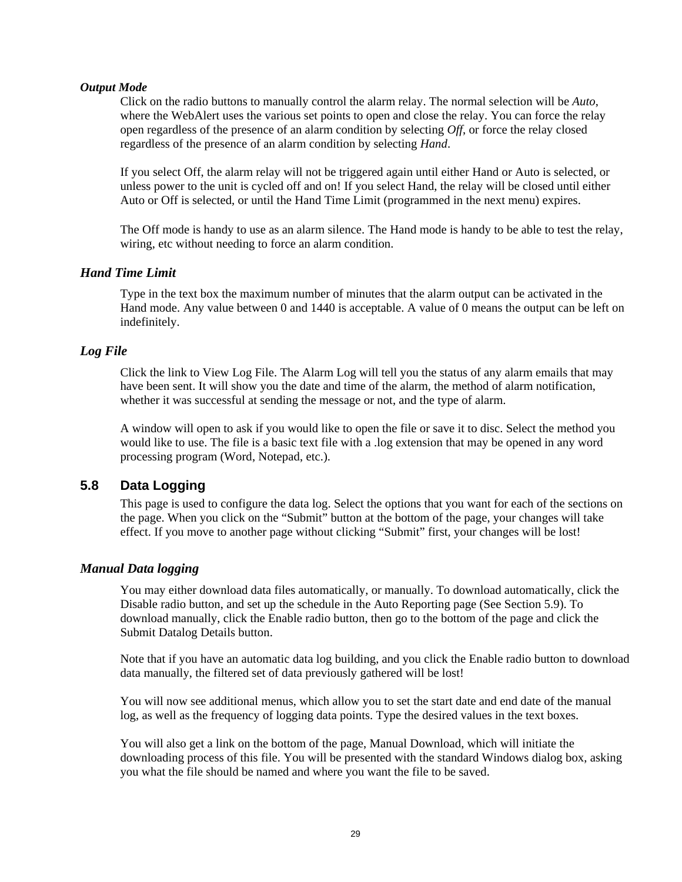### *Output Mode*

Click on the radio buttons to manually control the alarm relay. The normal selection will be *Auto*, where the WebAlert uses the various set points to open and close the relay. You can force the relay open regardless of the presence of an alarm condition by selecting *Off*, or force the relay closed regardless of the presence of an alarm condition by selecting *Hand*.

If you select Off, the alarm relay will not be triggered again until either Hand or Auto is selected, or unless power to the unit is cycled off and on! If you select Hand, the relay will be closed until either Auto or Off is selected, or until the Hand Time Limit (programmed in the next menu) expires.

The Off mode is handy to use as an alarm silence. The Hand mode is handy to be able to test the relay, wiring, etc without needing to force an alarm condition.

### *Hand Time Limit*

Type in the text box the maximum number of minutes that the alarm output can be activated in the Hand mode. Any value between 0 and 1440 is acceptable. A value of 0 means the output can be left on indefinitely.

### *Log File*

Click the link to View Log File. The Alarm Log will tell you the status of any alarm emails that may have been sent. It will show you the date and time of the alarm, the method of alarm notification, whether it was successful at sending the message or not, and the type of alarm.

A window will open to ask if you would like to open the file or save it to disc. Select the method you would like to use. The file is a basic text file with a .log extension that may be opened in any word processing program (Word, Notepad, etc.).

## 5.8 Data Logging

This page is used to configure the data log. Select the options that you want for each of the sections on the page. When you click on the "Submit" button at the bottom of the page, your changes will take effect. If you move to another page without clicking "Submit" first, your changes will be lost!

### *Manual Data logging*

You may either download data files automatically, or manually. To download automatically, click the Disable radio button, and set up the schedule in the Auto Reporting page (See Section 5.9). To download manually, click the Enable radio button, then go to the bottom of the page and click the Submit Datalog Details button.

Note that if you have an automatic data log building, and you click the Enable radio button to download data manually, the filtered set of data previously gathered will be lost!

You will now see additional menus, which allow you to set the start date and end date of the manual log, as well as the frequency of logging data points. Type the desired values in the text boxes.

You will also get a link on the bottom of the page, Manual Download, which will initiate the downloading process of this file. You will be presented with the standard Windows dialog box, asking you what the file should be named and where you want the file to be saved.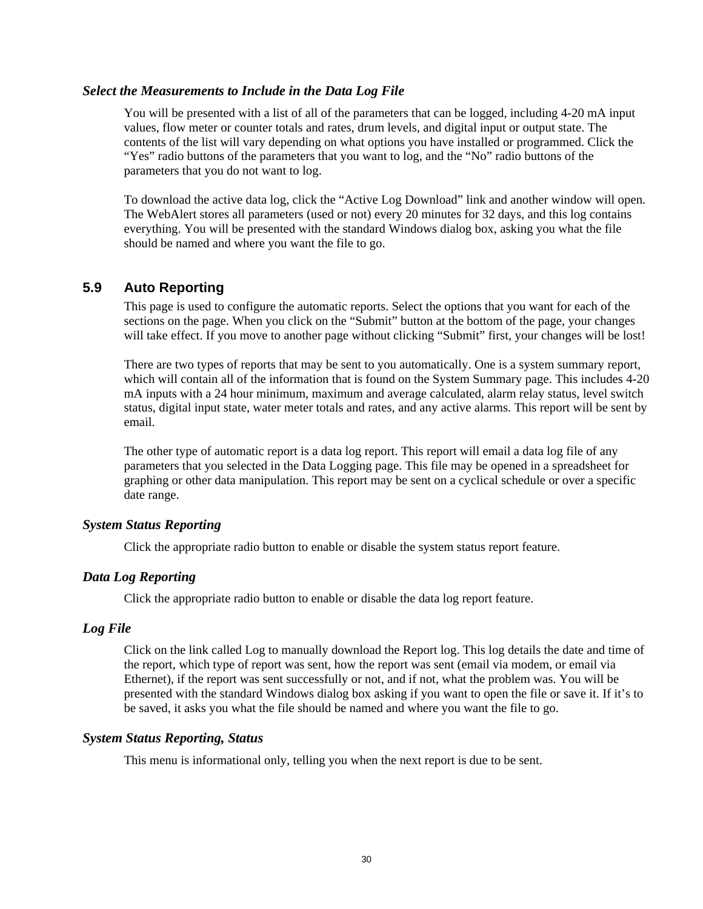### *Select the Measurements to Include in the Data Log File*

You will be presented with a list of all of the parameters that can be logged, including 4-20 mA input values, flow meter or counter totals and rates, drum levels, and digital input or output state. The contents of the list will vary depending on what options you have installed or programmed. Click the “Yes” radio buttons of the parameters that you want to log, and the “No” radio buttons of the parameters that you do not want to log.

To download the active data log, click the “Active Log Download” link and another window will open. The WebAlert stores all parameters (used or not) every 20 minutes for 32 days, and this log contains everything. You will be presented with the standard Windows dialog box, asking you what the file should be named and where you want the file to go.

## 5.9 Auto Reporting

This page is used to configure the automatic reports. Select the options that you want for each of the sections on the page. When you click on the “Submit” button at the bottom of the page, your changes will take effect. If you move to another page without clicking “Submit” first, your changes will be lost!

There are two types of reports that may be sent to you automatically. One is a system summary report, which will contain all of the information that is found on the System Summary page. This includes 4-20 mA inputs with a 24 hour minimum, maximum and average calculated, alarm relay status, level switch status, digital input state, water meter totals and rates, and any active alarms. This report will be sent by email.

The other type of automatic report is a data log report. This report will email a data log file of any parameters that you selected in the Data Logging page. This file may be opened in a spreadsheet for graphing or other data manipulation. This report may be sent on a cyclical schedule or over a specific date range.

### *System Status Reporting*

Click the appropriate radio button to enable or disable the system status report feature.

### *Data Log Reporting*

Click the appropriate radio button to enable or disable the data log report feature.

### *Log File*

Click on the link called Log to manually download the Report log. This log details the date and time of the report, which type of report was sent, how the report was sent (email via modem, or email via Ethernet), if the report was sent successfully or not, and if not, what the problem was. You will be presented with the standard Windows dialog box asking if you want to open the file or save it. If it’s to be saved, it asks you what the file should be named and where you want the file to go.

### *System Status Reporting, Status*

This menu is informational only, telling you when the next report is due to be sent.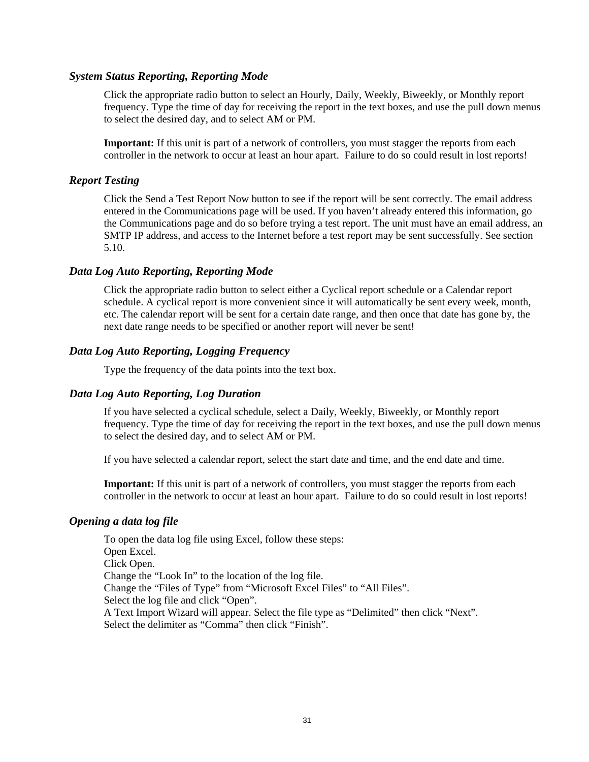### *System Status Reporting, Reporting Mode*

Click the appropriate radio button to select an Hourly, Daily, Weekly, Biweekly, or Monthly report frequency. Type the time of day for receiving the report in the text boxes, and use the pull down menus to select the desired day, and to select AM or PM.

**Important:** If this unit is part of a network of controllers, you must stagger the reports from each controller in the network to occur at least an hour apart. Failure to do so could result in lost reports!

### *Report Testing*

Click the Send a Test Report Now button to see if the report will be sent correctly. The email address entered in the Communications page will be used. If you haven't already entered this information, go the Communications page and do so before trying a test report. The unit must have an email address, an SMTP IP address, and access to the Internet before a test report may be sent successfully. See section 5.10.

### *Data Log Auto Reporting, Reporting Mode*

Click the appropriate radio button to select either a Cyclical report schedule or a Calendar report schedule. A cyclical report is more convenient since it will automatically be sent every week, month, etc. The calendar report will be sent for a certain date range, and then once that date has gone by, the next date range needs to be specified or another report will never be sent!

### *Data Log Auto Reporting, Logging Frequency*

Type the frequency of the data points into the text box.

### *Data Log Auto Reporting, Log Duration*

If you have selected a cyclical schedule, select a Daily, Weekly, Biweekly, or Monthly report frequency. Type the time of day for receiving the report in the text boxes, and use the pull down menus to select the desired day, and to select AM or PM.

If you have selected a calendar report, select the start date and time, and the end date and time.

**Important:** If this unit is part of a network of controllers, you must stagger the reports from each controller in the network to occur at least an hour apart. Failure to do so could result in lost reports!

### *Opening a data log file*

To open the data log file using Excel, follow these steps:
Open Excel.
Click Open.
Change the "Look In" to the location of the log file.
Change the "Files of Type" from "Microsoft Excel Files" to "All Files".
Select the log file and click "Open".
A Text Import Wizard will appear. Select the file type as "Delimited" then click "Next".
Select the delimiter as "Comma" then click "Finish".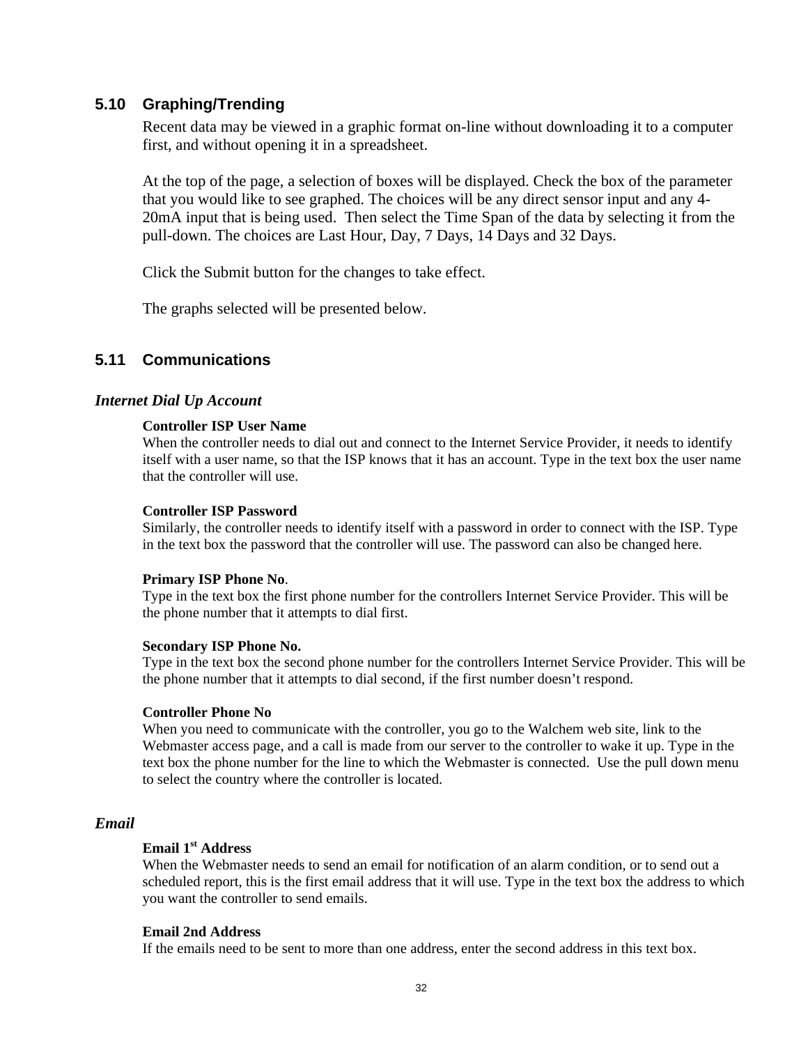## 5.10 Graphing/Trending

Recent data may be viewed in a graphic format on-line without downloading it to a computer first, and without opening it in a spreadsheet.

At the top of the page, a selection of boxes will be displayed. Check the box of the parameter that you would like to see graphed. The choices will be any direct sensor input and any 4-20mA input that is being used. Then select the Time Span of the data by selecting it from the pull-down. The choices are Last Hour, Day, 7 Days, 14 Days and 32 Days.

Click the Submit button for the changes to take effect.

The graphs selected will be presented below.

## 5.11 Communications

### *Internet Dial Up Account*

**Controller ISP User Name**
When the controller needs to dial out and connect to the Internet Service Provider, it needs to identify itself with a user name, so that the ISP knows that it has an account. Type in the text box the user name that the controller will use.

**Controller ISP Password**
Similarly, the controller needs to identify itself with a password in order to connect with the ISP. Type in the text box the password that the controller will use. The password can also be changed here.

**Primary ISP Phone No**.
Type in the text box the first phone number for the controllers Internet Service Provider. This will be the phone number that it attempts to dial first.

**Secondary ISP Phone No.**
Type in the text box the second phone number for the controllers Internet Service Provider. This will be the phone number that it attempts to dial second, if the first number doesn't respond.

**Controller Phone No**
When you need to communicate with the controller, you go to the Walchem web site, link to the Webmaster access page, and a call is made from our server to the controller to wake it up. Type in the text box the phone number for the line to which the Webmaster is connected. Use the pull down menu to select the country where the controller is located.

### *Email*

**Email 1st Address**
When the Webmaster needs to send an email for notification of an alarm condition, or to send out a scheduled report, this is the first email address that it will use. Type in the text box the address to which you want the controller to send emails.

**Email 2nd Address**
If the emails need to be sent to more than one address, enter the second address in this text box.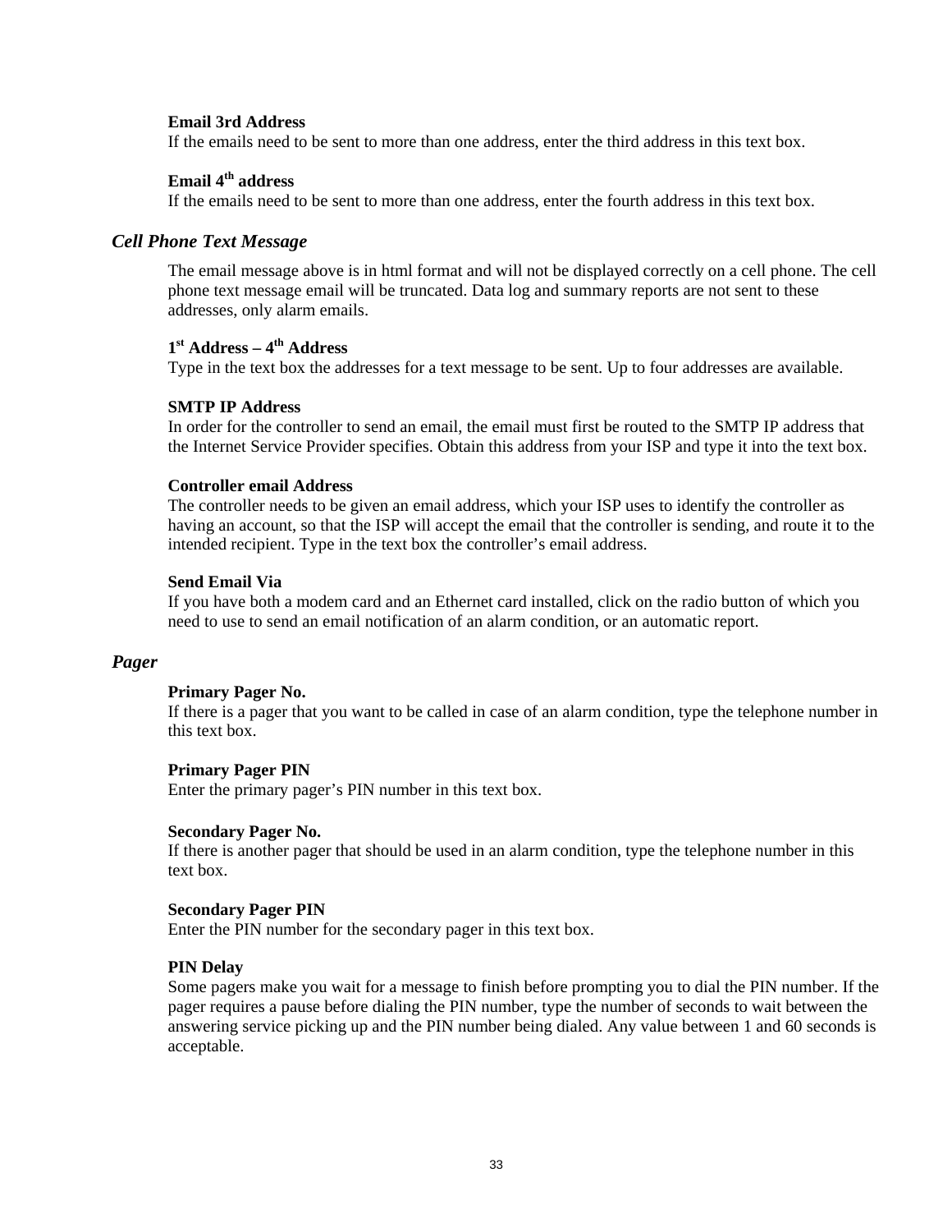**Email 3rd Address**
If the emails need to be sent to more than one address, enter the third address in this text box.

**Email 4th address**
If the emails need to be sent to more than one address, enter the fourth address in this text box.

### *Cell Phone Text Message*

The email message above is in html format and will not be displayed correctly on a cell phone. The cell phone text message email will be truncated. Data log and summary reports are not sent to these addresses, only alarm emails.

**1st Address – 4th Address**
Type in the text box the addresses for a text message to be sent. Up to four addresses are available.

**SMTP IP Address**
In order for the controller to send an email, the email must first be routed to the SMTP IP address that the Internet Service Provider specifies. Obtain this address from your ISP and type it into the text box.

**Controller email Address**
The controller needs to be given an email address, which your ISP uses to identify the controller as having an account, so that the ISP will accept the email that the controller is sending, and route it to the intended recipient. Type in the text box the controller's email address.

**Send Email Via**
If you have both a modem card and an Ethernet card installed, click on the radio button of which you need to use to send an email notification of an alarm condition, or an automatic report.

### *Pager*

**Primary Pager No.**
If there is a pager that you want to be called in case of an alarm condition, type the telephone number in this text box.

**Primary Pager PIN**
Enter the primary pager's PIN number in this text box.

**Secondary Pager No.**
If there is another pager that should be used in an alarm condition, type the telephone number in this text box.

**Secondary Pager PIN**
Enter the PIN number for the secondary pager in this text box.

**PIN Delay**
Some pagers make you wait for a message to finish before prompting you to dial the PIN number. If the pager requires a pause before dialing the PIN number, type the number of seconds to wait between the answering service picking up and the PIN number being dialed. Any value between 1 and 60 seconds is acceptable.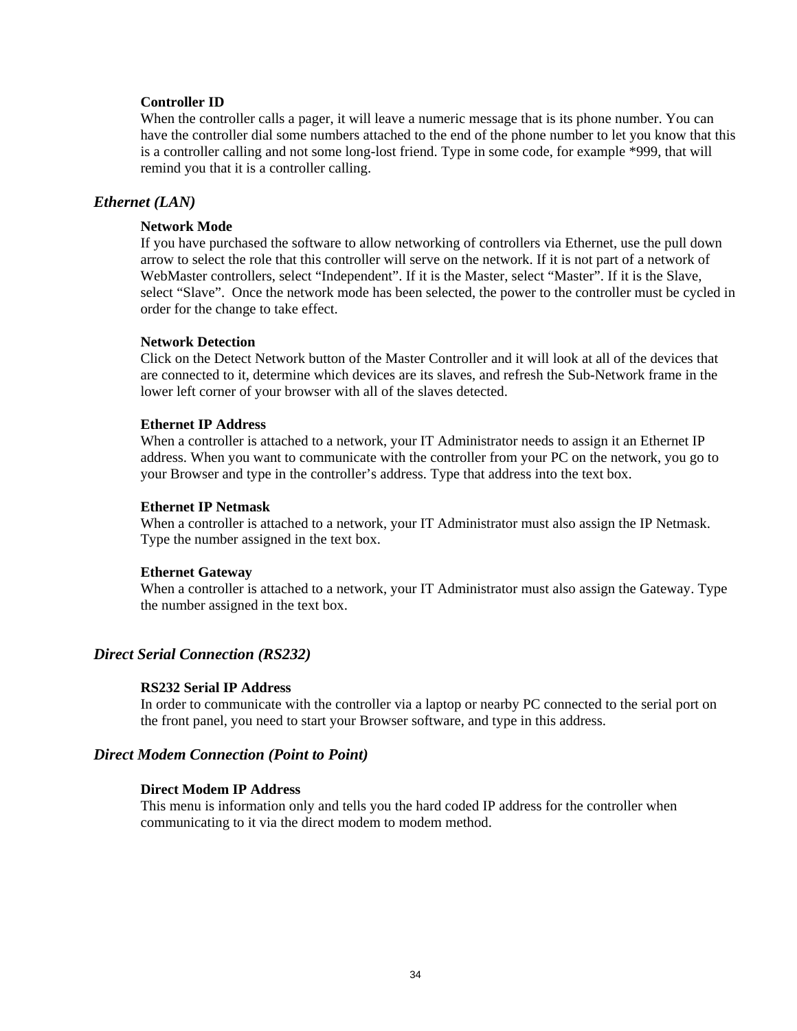**Controller ID**
When the controller calls a pager, it will leave a numeric message that is its phone number. You can have the controller dial some numbers attached to the end of the phone number to let you know that this is a controller calling and not some long-lost friend. Type in some code, for example *999, that will remind you that it is a controller calling.

## *Ethernet (LAN)*

**Network Mode**
If you have purchased the software to allow networking of controllers via Ethernet, use the pull down arrow to select the role that this controller will serve on the network. If it is not part of a network of WebMaster controllers, select “Independent”. If it is the Master, select “Master”. If it is the Slave, select “Slave”. Once the network mode has been selected, the power to the controller must be cycled in order for the change to take effect.

**Network Detection**
Click on the Detect Network button of the Master Controller and it will look at all of the devices that are connected to it, determine which devices are its slaves, and refresh the Sub-Network frame in the lower left corner of your browser with all of the slaves detected.

**Ethernet IP Address**
When a controller is attached to a network, your IT Administrator needs to assign it an Ethernet IP address. When you want to communicate with the controller from your PC on the network, you go to your Browser and type in the controller’s address. Type that address into the text box.

**Ethernet IP Netmask**
When a controller is attached to a network, your IT Administrator must also assign the IP Netmask. Type the number assigned in the text box.

**Ethernet Gateway**
When a controller is attached to a network, your IT Administrator must also assign the Gateway. Type the number assigned in the text box.

## *Direct Serial Connection (RS232)*

**RS232 Serial IP Address**
In order to communicate with the controller via a laptop or nearby PC connected to the serial port on the front panel, you need to start your Browser software, and type in this address.

## *Direct Modem Connection (Point to Point)*

**Direct Modem IP Address**
This menu is information only and tells you the hard coded IP address for the controller when communicating to it via the direct modem to modem method.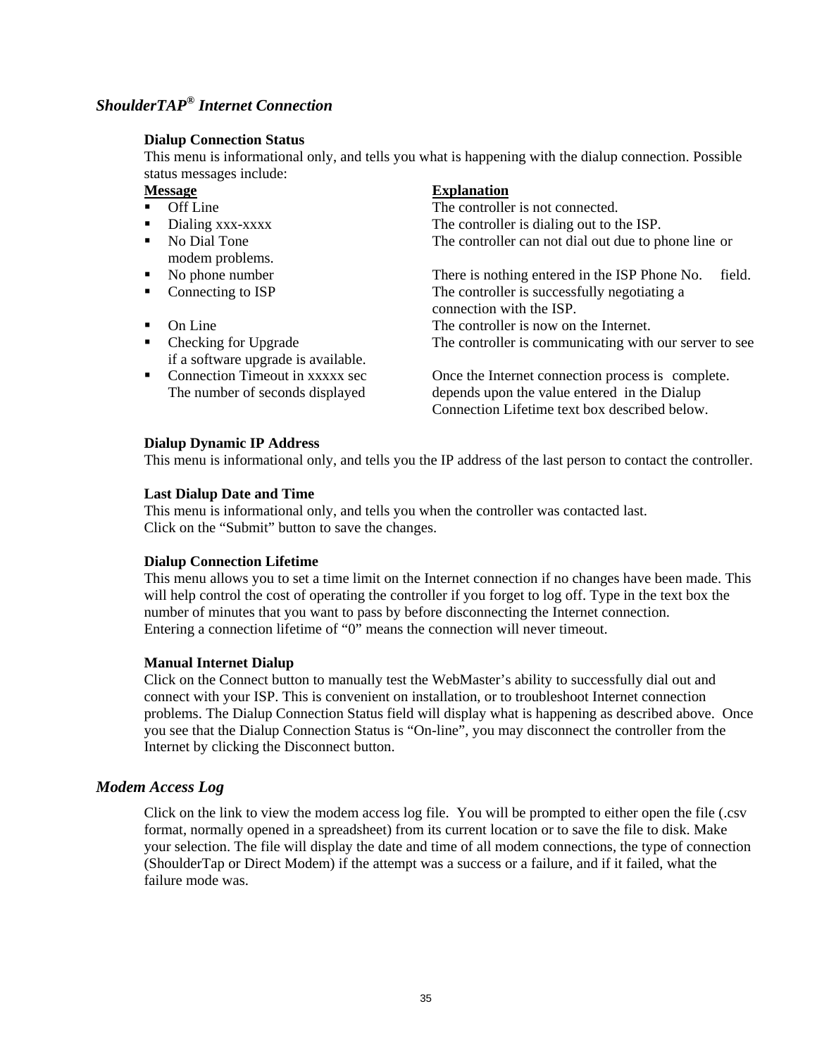## *ShoulderTAP® Internet Connection*

**Dialup Connection Status**

This menu is informational only, and tells you what is happening with the dialup connection. Possible status messages include:

| Message | Explanation |
|---|---|
| Off Line | The controller is not connected. |
| Dialing xxx-xxxx | The controller is dialing out to the ISP. |
| No Dial Tone | The controller can not dial out due to phone line or modem problems. |
| No phone number | There is nothing entered in the ISP Phone No. field. |
| Connecting to ISP | The controller is successfully negotiating a connection with the ISP. |
| On Line | The controller is now on the Internet. |
| Checking for Upgrade | The controller is communicating with our server to see if a software upgrade is available. |
| Connection Timeout in xxxxx sec | Once the Internet connection process is complete. The number of seconds displayed depends upon the value entered in the Dialup Connection Lifetime text box described below. |

**Dialup Dynamic IP Address**

This menu is informational only, and tells you the IP address of the last person to contact the controller.

**Last Dialup Date and Time**

This menu is informational only, and tells you when the controller was contacted last.
Click on the "Submit" button to save the changes.

**Dialup Connection Lifetime**

This menu allows you to set a time limit on the Internet connection if no changes have been made. This will help control the cost of operating the controller if you forget to log off. Type in the text box the number of minutes that you want to pass by before disconnecting the Internet connection.
Entering a connection lifetime of "0" means the connection will never timeout.

**Manual Internet Dialup**

Click on the Connect button to manually test the WebMaster's ability to successfully dial out and connect with your ISP. This is convenient on installation, or to troubleshoot Internet connection problems. The Dialup Connection Status field will display what is happening as described above. Once you see that the Dialup Connection Status is "On-line", you may disconnect the controller from the Internet by clicking the Disconnect button.

## *Modem Access Log*

Click on the link to view the modem access log file. You will be prompted to either open the file (.csv format, normally opened in a spreadsheet) from its current location or to save the file to disk. Make your selection. The file will display the date and time of all modem connections, the type of connection (ShoulderTap or Direct Modem) if the attempt was a success or a failure, and if it failed, what the failure mode was.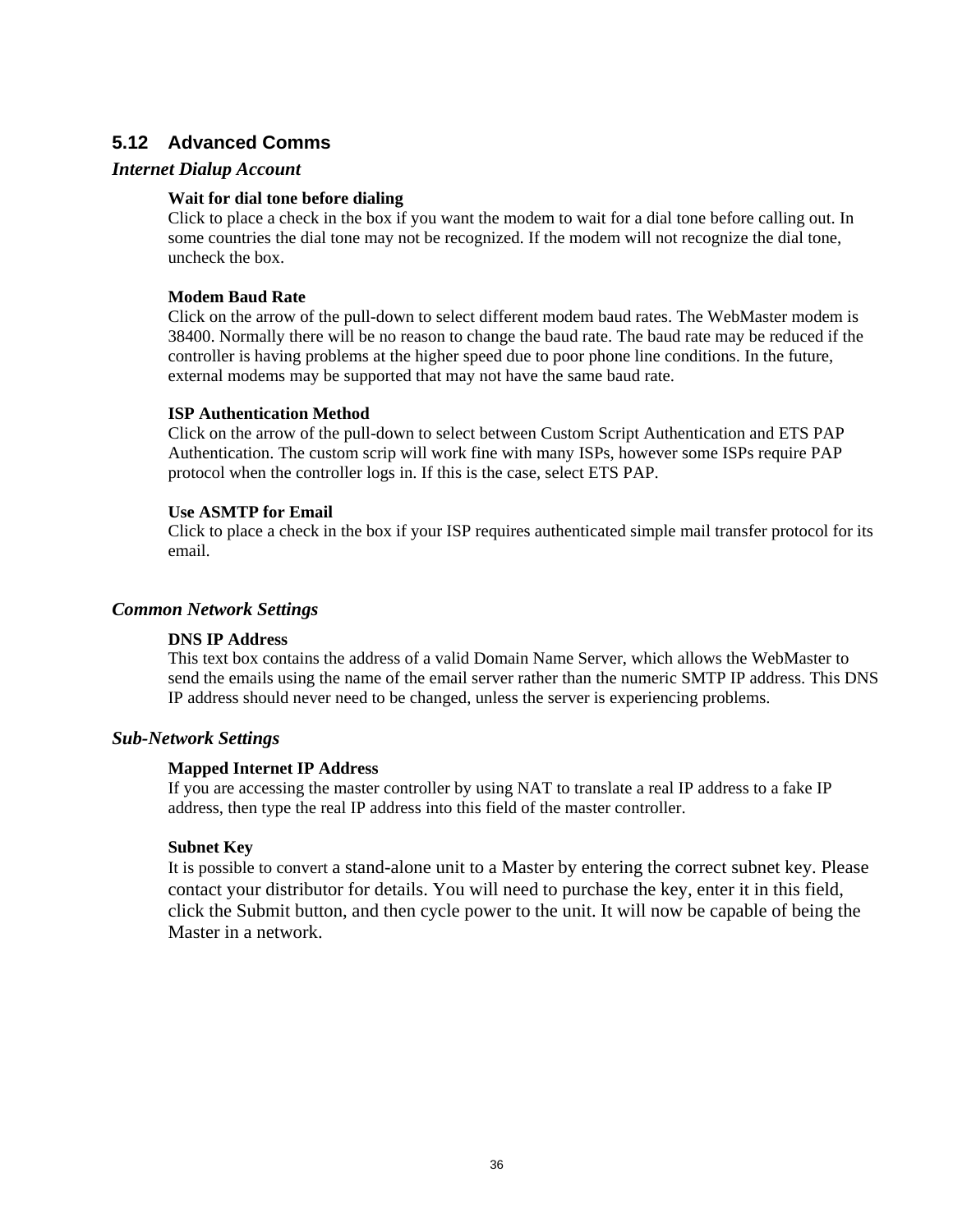## 5.12 Advanced Comms

### *Internet Dialup Account*

**Wait for dial tone before dialing**
Click to place a check in the box if you want the modem to wait for a dial tone before calling out. In some countries the dial tone may not be recognized. If the modem will not recognize the dial tone, uncheck the box.

**Modem Baud Rate**
Click on the arrow of the pull-down to select different modem baud rates. The WebMaster modem is 38400. Normally there will be no reason to change the baud rate. The baud rate may be reduced if the controller is having problems at the higher speed due to poor phone line conditions. In the future, external modems may be supported that may not have the same baud rate.

**ISP Authentication Method**
Click on the arrow of the pull-down to select between Custom Script Authentication and ETS PAP Authentication. The custom scrip will work fine with many ISPs, however some ISPs require PAP protocol when the controller logs in. If this is the case, select ETS PAP.

**Use ASMTP for Email**
Click to place a check in the box if your ISP requires authenticated simple mail transfer protocol for its email.

### *Common Network Settings*

**DNS IP Address**
This text box contains the address of a valid Domain Name Server, which allows the WebMaster to send the emails using the name of the email server rather than the numeric SMTP IP address. This DNS IP address should never need to be changed, unless the server is experiencing problems.

### *Sub-Network Settings*

**Mapped Internet IP Address**
If you are accessing the master controller by using NAT to translate a real IP address to a fake IP address, then type the real IP address into this field of the master controller.

**Subnet Key**
It is possible to convert a stand-alone unit to a Master by entering the correct subnet key. Please contact your distributor for details. You will need to purchase the key, enter it in this field, click the Submit button, and then cycle power to the unit. It will now be capable of being the Master in a network.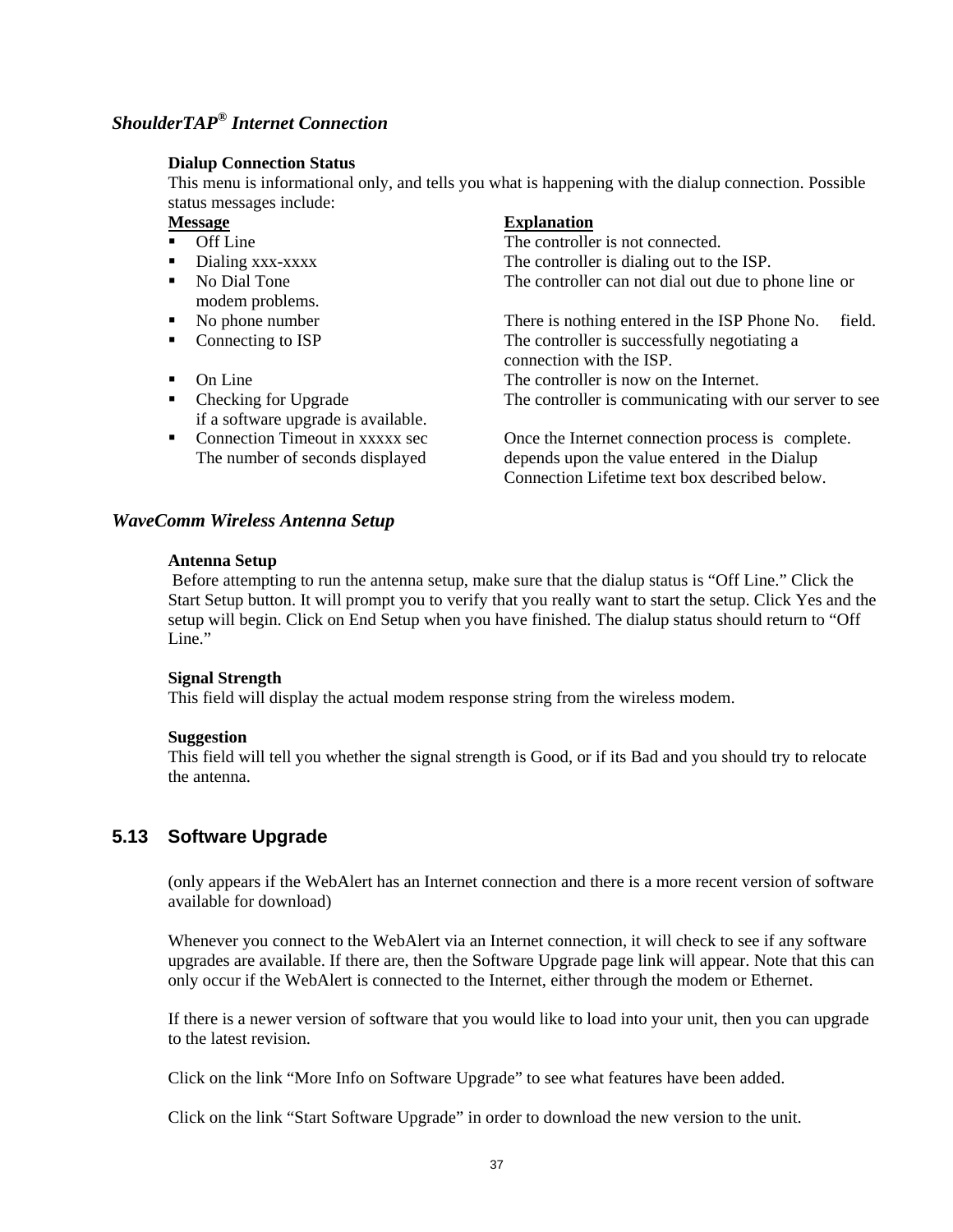### *ShoulderTAP® Internet Connection*

**Dialup Connection Status**

This menu is informational only, and tells you what is happening with the dialup connection. Possible status messages include:

| Message | Explanation |
|---|---|
| Off Line | The controller is not connected. |
| Dialing xxx-xxxx | The controller is dialing out to the ISP. |
| No Dial Tone | The controller can not dial out due to phone line or modem problems. |
| No phone number | There is nothing entered in the ISP Phone No. field. |
| Connecting to ISP | The controller is successfully negotiating a connection with the ISP. |
| On Line | The controller is now on the Internet. |
| Checking for Upgrade | The controller is communicating with our server to see if a software upgrade is available. |
| Connection Timeout in xxxxx sec | Once the Internet connection process is complete. The number of seconds displayed depends upon the value entered in the Dialup Connection Lifetime text box described below. |

### *WaveComm Wireless Antenna Setup*

**Antenna Setup**

Before attempting to run the antenna setup, make sure that the dialup status is “Off Line.” Click the Start Setup button. It will prompt you to verify that you really want to start the setup. Click Yes and the setup will begin. Click on End Setup when you have finished. The dialup status should return to “Off Line.”

**Signal Strength**

This field will display the actual modem response string from the wireless modem.

**Suggestion**

This field will tell you whether the signal strength is Good, or if its Bad and you should try to relocate the antenna.

## 5.13 Software Upgrade

(only appears if the WebAlert has an Internet connection and there is a more recent version of software available for download)

Whenever you connect to the WebAlert via an Internet connection, it will check to see if any software upgrades are available. If there are, then the Software Upgrade page link will appear. Note that this can only occur if the WebAlert is connected to the Internet, either through the modem or Ethernet.

If there is a newer version of software that you would like to load into your unit, then you can upgrade to the latest revision.

Click on the link “More Info on Software Upgrade” to see what features have been added.

Click on the link “Start Software Upgrade” in order to download the new version to the unit.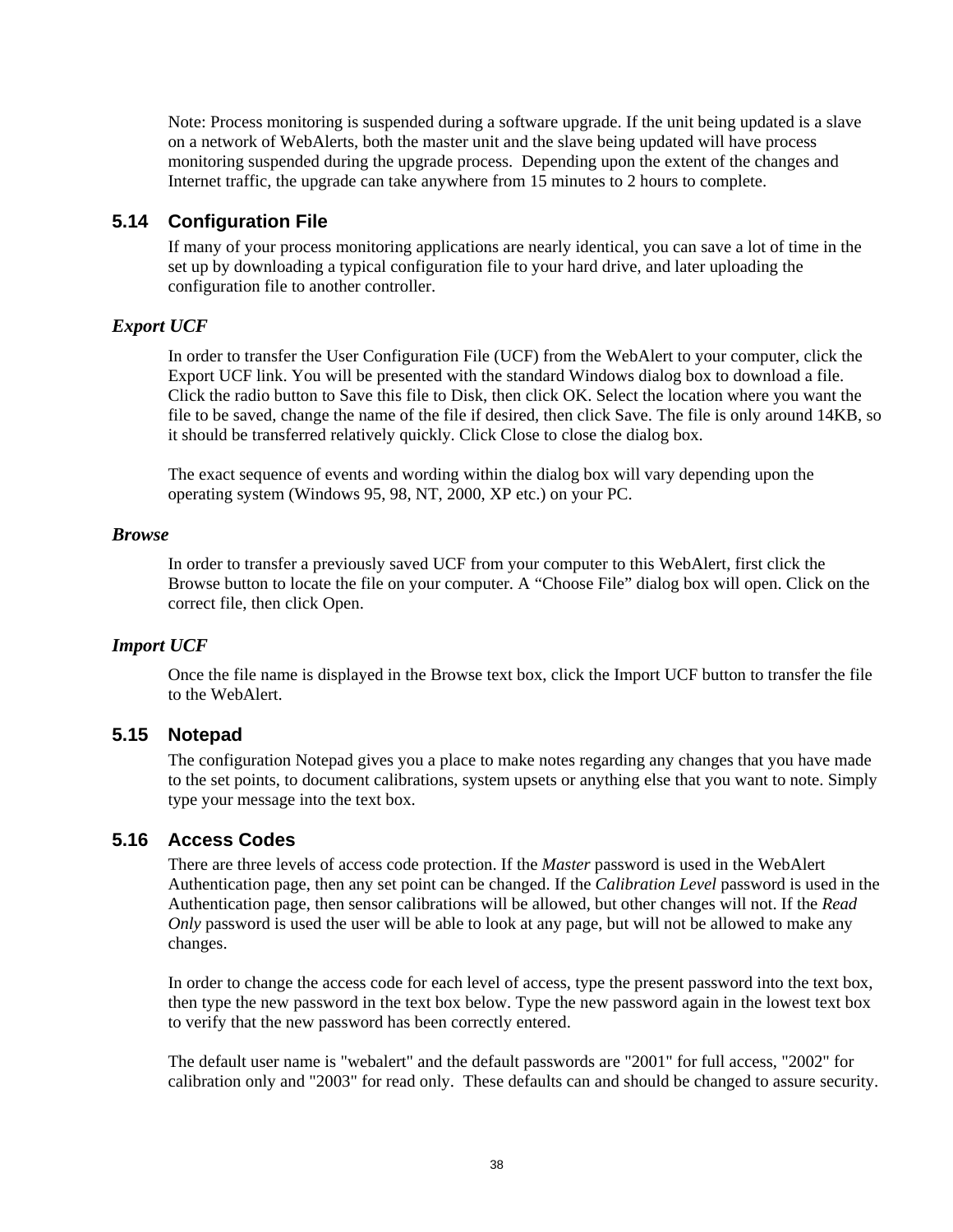Note: Process monitoring is suspended during a software upgrade. If the unit being updated is a slave on a network of WebAlerts, both the master unit and the slave being updated will have process monitoring suspended during the upgrade process. Depending upon the extent of the changes and Internet traffic, the upgrade can take anywhere from 15 minutes to 2 hours to complete.

## 5.14 Configuration File

If many of your process monitoring applications are nearly identical, you can save a lot of time in the set up by downloading a typical configuration file to your hard drive, and later uploading the configuration file to another controller.

### *Export UCF*

In order to transfer the User Configuration File (UCF) from the WebAlert to your computer, click the Export UCF link. You will be presented with the standard Windows dialog box to download a file. Click the radio button to Save this file to Disk, then click OK. Select the location where you want the file to be saved, change the name of the file if desired, then click Save. The file is only around 14KB, so it should be transferred relatively quickly. Click Close to close the dialog box.

The exact sequence of events and wording within the dialog box will vary depending upon the operating system (Windows 95, 98, NT, 2000, XP etc.) on your PC.

### *Browse*

In order to transfer a previously saved UCF from your computer to this WebAlert, first click the Browse button to locate the file on your computer. A “Choose File” dialog box will open. Click on the correct file, then click Open.

### *Import UCF*

Once the file name is displayed in the Browse text box, click the Import UCF button to transfer the file to the WebAlert.

## 5.15 Notepad

The configuration Notepad gives you a place to make notes regarding any changes that you have made to the set points, to document calibrations, system upsets or anything else that you want to note. Simply type your message into the text box.

## 5.16 Access Codes

There are three levels of access code protection. If the *Master* password is used in the WebAlert Authentication page, then any set point can be changed. If the *Calibration Level* password is used in the Authentication page, then sensor calibrations will be allowed, but other changes will not. If the *Read Only* password is used the user will be able to look at any page, but will not be allowed to make any changes.

In order to change the access code for each level of access, type the present password into the text box, then type the new password in the text box below. Type the new password again in the lowest text box to verify that the new password has been correctly entered.

The default user name is "webalert" and the default passwords are "2001" for full access, "2002" for calibration only and "2003" for read only. These defaults can and should be changed to assure security.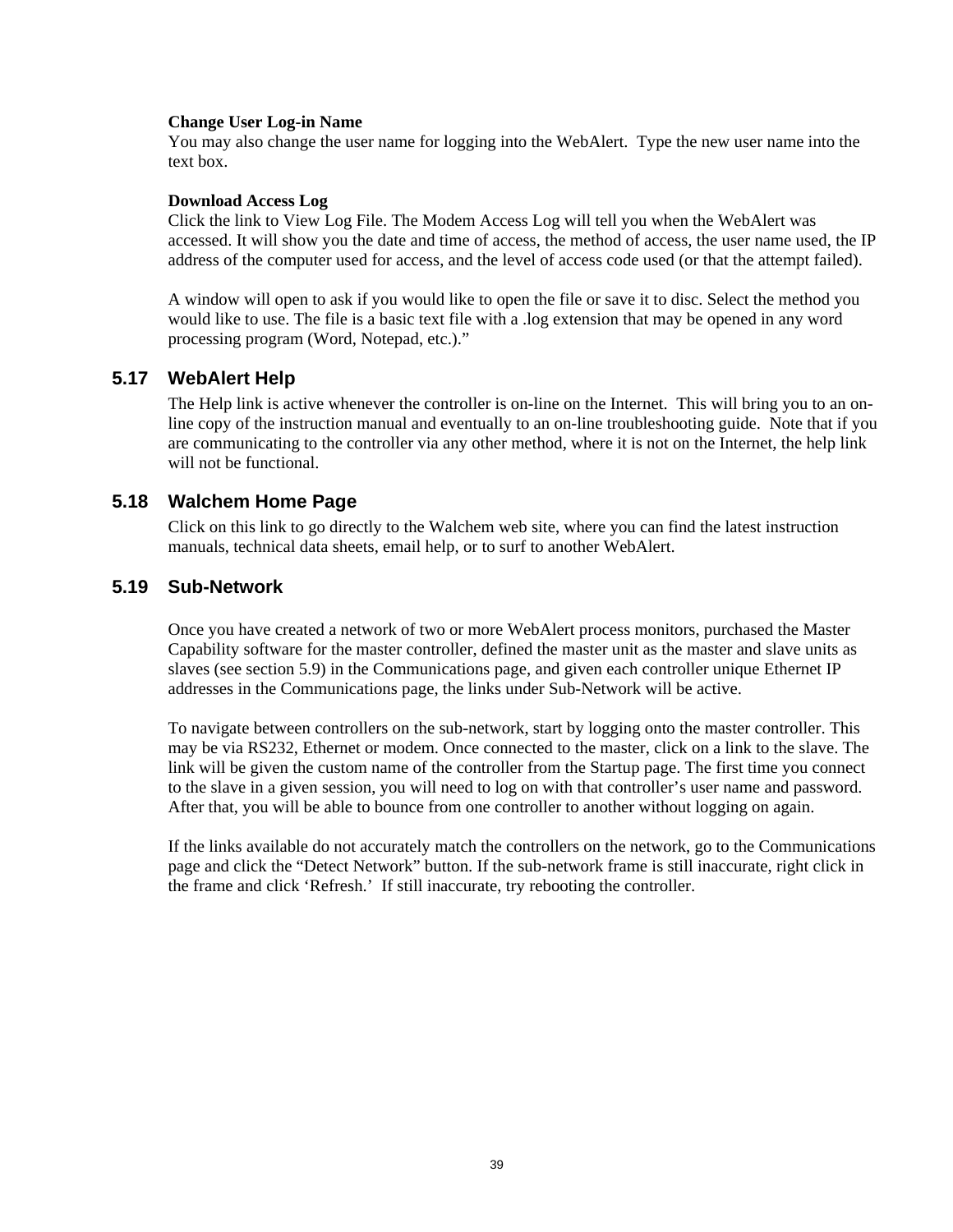**Change User Log-in Name**
You may also change the user name for logging into the WebAlert. Type the new user name into the text box.

**Download Access Log**
Click the link to View Log File. The Modem Access Log will tell you when the WebAlert was accessed. It will show you the date and time of access, the method of access, the user name used, the IP address of the computer used for access, and the level of access code used (or that the attempt failed).

A window will open to ask if you would like to open the file or save it to disc. Select the method you would like to use. The file is a basic text file with a .log extension that may be opened in any word processing program (Word, Notepad, etc.)."

## 5.17 WebAlert Help

The Help link is active whenever the controller is on-line on the Internet. This will bring you to an on-line copy of the instruction manual and eventually to an on-line troubleshooting guide. Note that if you are communicating to the controller via any other method, where it is not on the Internet, the help link will not be functional.

## 5.18 Walchem Home Page

Click on this link to go directly to the Walchem web site, where you can find the latest instruction manuals, technical data sheets, email help, or to surf to another WebAlert.

## 5.19 Sub-Network

Once you have created a network of two or more WebAlert process monitors, purchased the Master Capability software for the master controller, defined the master unit as the master and slave units as slaves (see section 5.9) in the Communications page, and given each controller unique Ethernet IP addresses in the Communications page, the links under Sub-Network will be active.

To navigate between controllers on the sub-network, start by logging onto the master controller. This may be via RS232, Ethernet or modem. Once connected to the master, click on a link to the slave. The link will be given the custom name of the controller from the Startup page. The first time you connect to the slave in a given session, you will need to log on with that controller's user name and password. After that, you will be able to bounce from one controller to another without logging on again.

If the links available do not accurately match the controllers on the network, go to the Communications page and click the "Detect Network" button. If the sub-network frame is still inaccurate, right click in the frame and click 'Refresh.' If still inaccurate, try rebooting the controller.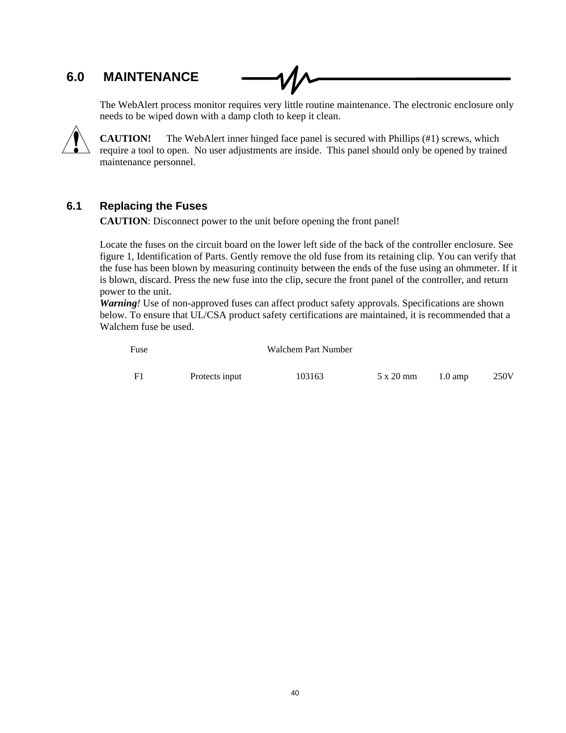# 6.0 MAINTENANCE

The WebAlert process monitor requires very little routine maintenance. The electronic enclosure only needs to be wiped down with a damp cloth to keep it clean.

**CAUTION!** The WebAlert inner hinged face panel is secured with Phillips (#1) screws, which require a tool to open. No user adjustments are inside. This panel should only be opened by trained maintenance personnel.

## 6.1 Replacing the Fuses

**CAUTION**: Disconnect power to the unit before opening the front panel!

Locate the fuses on the circuit board on the lower left side of the back of the controller enclosure. See figure 1, Identification of Parts. Gently remove the old fuse from its retaining clip. You can verify that the fuse has been blown by measuring continuity between the ends of the fuse using an ohmmeter. If it is blown, discard. Press the new fuse into the clip, secure the front panel of the controller, and return power to the unit.

***Warning!*** Use of non-approved fuses can affect product safety approvals. Specifications are shown below. To ensure that UL/CSA product safety certifications are maintained, it is recommended that a Walchem fuse be used.

| Fuse | | Walchem Part Number | | | |
|---|---|---|---|---|---|
| F1 | Protects input | 103163 | 5 x 20 mm | 1.0 amp | 250V |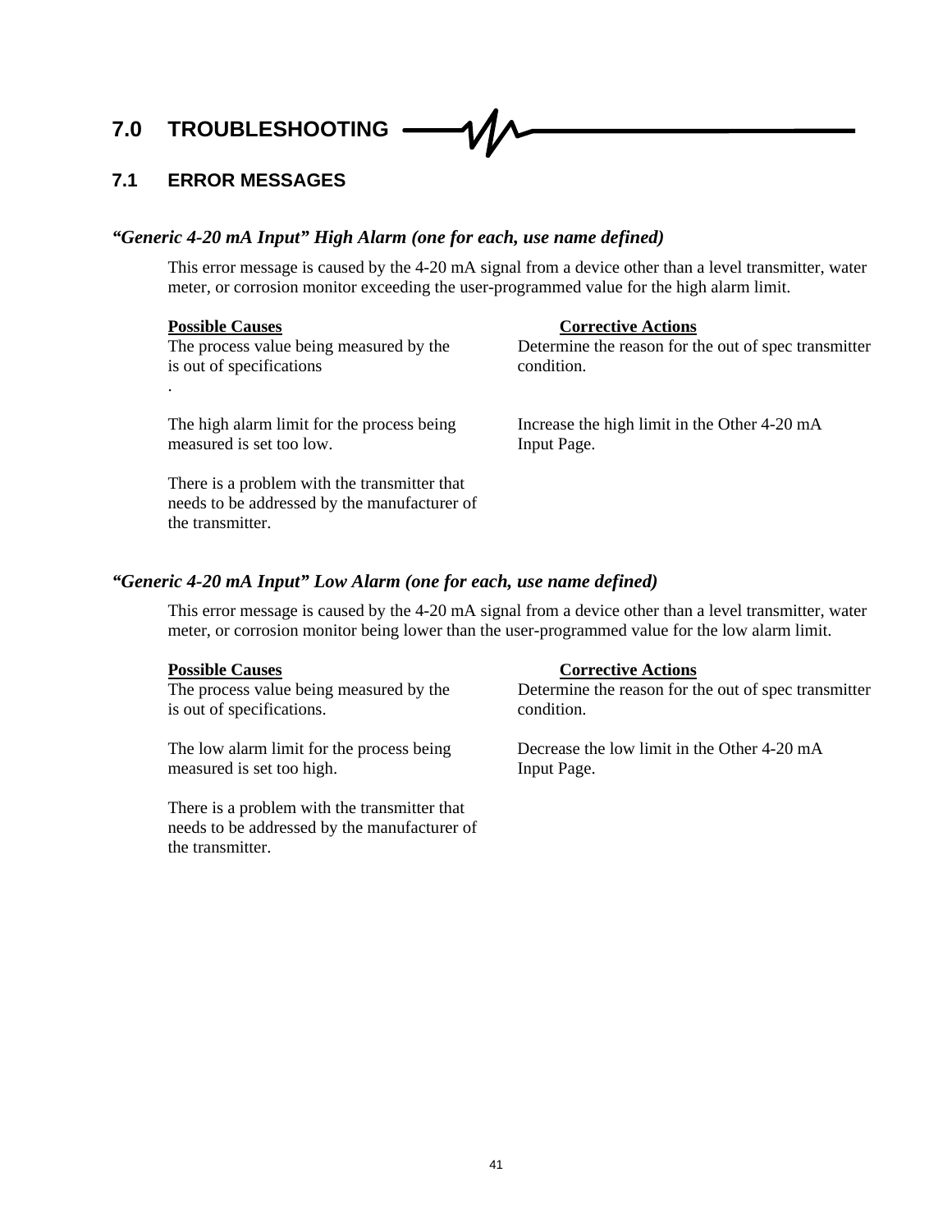# 7.0 TROUBLESHOOTING

## 7.1 ERROR MESSAGES

***"Generic 4-20 mA Input" High Alarm (one for each, use name defined)***

This error message is caused by the 4-20 mA signal from a device other than a level transmitter, water meter, or corrosion monitor exceeding the user-programmed value for the high alarm limit.

| **Possible Causes** | **Corrective Actions** |
|---|---|
| The process value being measured by the is out of specifications . | Determine the reason for the out of spec transmitter condition. |
| The high alarm limit for the process being measured is set too low. | Increase the high limit in the Other 4-20 mA Input Page. |
| There is a problem with the transmitter that needs to be addressed by the manufacturer of the transmitter. | |

***"Generic 4-20 mA Input" Low Alarm (one for each, use name defined)***

This error message is caused by the 4-20 mA signal from a device other than a level transmitter, water meter, or corrosion monitor being lower than the user-programmed value for the low alarm limit.

| **Possible Causes** | **Corrective Actions** |
|---|---|
| The process value being measured by the is out of specifications. | Determine the reason for the out of spec transmitter condition. |
| The low alarm limit for the process being measured is set too high. | Decrease the low limit in the Other 4-20 mA Input Page. |
| There is a problem with the transmitter that needs to be addressed by the manufacturer of the transmitter. | |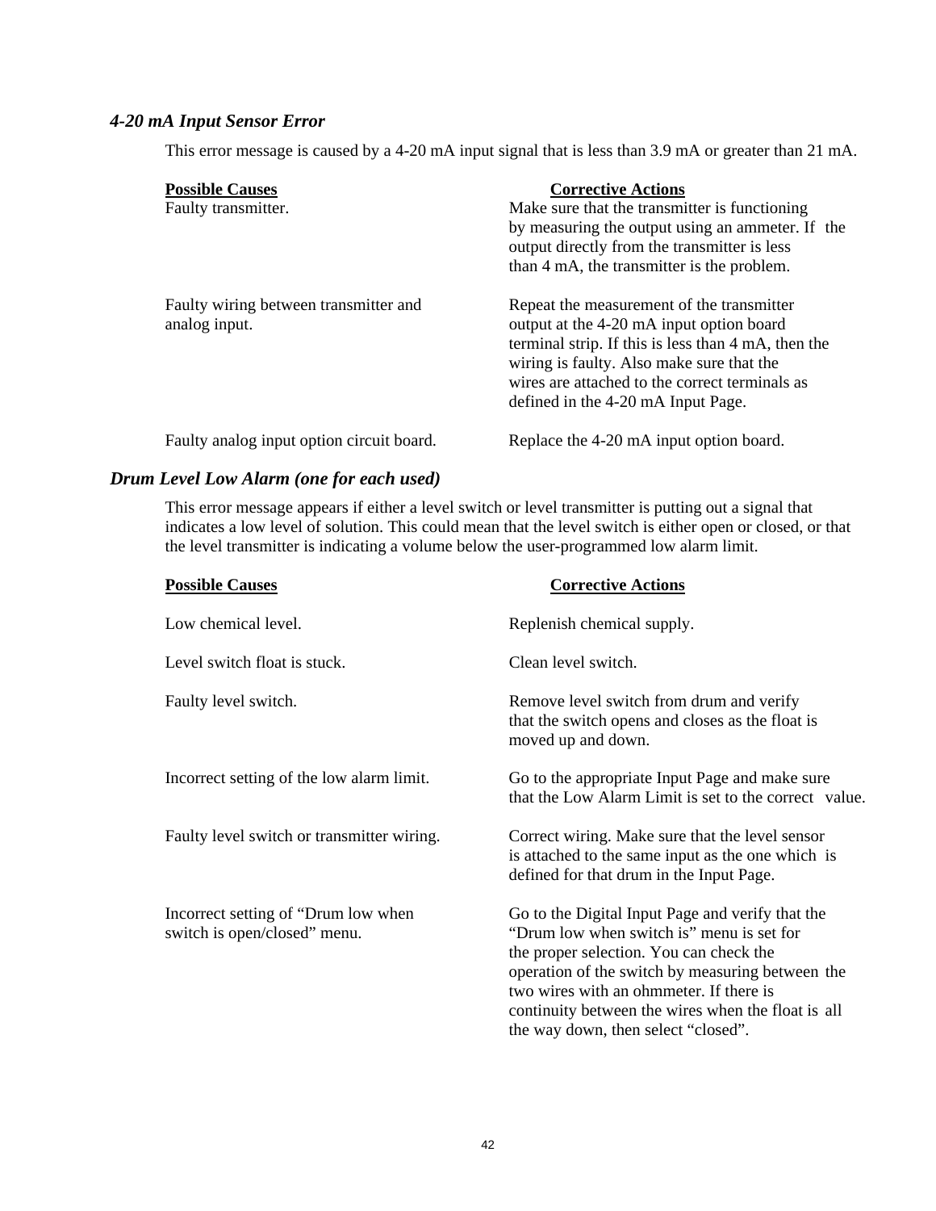### *4-20 mA Input Sensor Error*

This error message is caused by a 4-20 mA input signal that is less than 3.9 mA or greater than 21 mA.

| **Possible Causes** | **Corrective Actions** |
|---|---|
| Faulty transmitter. | Make sure that the transmitter is functioning by measuring the output using an ammeter. If the output directly from the transmitter is less than 4 mA, the transmitter is the problem. |
| Faulty wiring between transmitter and analog input. | Repeat the measurement of the transmitter output at the 4-20 mA input option board terminal strip. If this is less than 4 mA, then the wiring is faulty. Also make sure that the wires are attached to the correct terminals as defined in the 4-20 mA Input Page. |
| Faulty analog input option circuit board. | Replace the 4-20 mA input option board. |

### *Drum Level Low Alarm (one for each used)*

This error message appears if either a level switch or level transmitter is putting out a signal that indicates a low level of solution. This could mean that the level switch is either open or closed, or that the level transmitter is indicating a volume below the user-programmed low alarm limit.

| **Possible Causes** | **Corrective Actions** |
|---|---|
| Low chemical level. | Replenish chemical supply. |
| Level switch float is stuck. | Clean level switch. |
| Faulty level switch. | Remove level switch from drum and verify that the switch opens and closes as the float is moved up and down. |
| Incorrect setting of the low alarm limit. | Go to the appropriate Input Page and make sure that the Low Alarm Limit is set to the correct value. |
| Faulty level switch or transmitter wiring. | Correct wiring. Make sure that the level sensor is attached to the same input as the one which is defined for that drum in the Input Page. |
| Incorrect setting of “Drum low when switch is open/closed” menu. | Go to the Digital Input Page and verify that the “Drum low when switch is” menu is set for the proper selection. You can check the operation of the switch by measuring between the two wires with an ohmmeter. If there is continuity between the wires when the float is all the way down, then select “closed”. |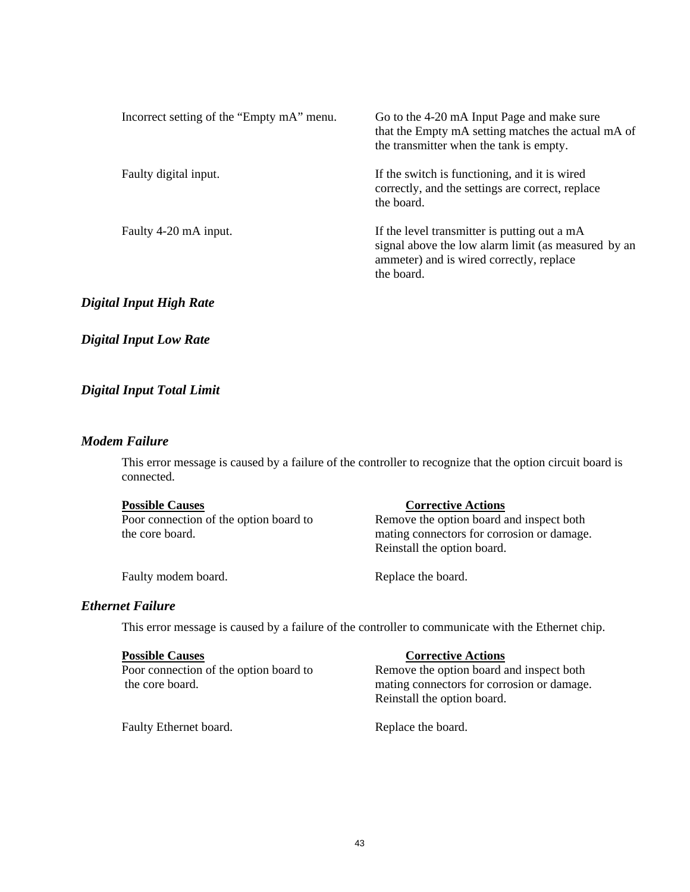| | |
|---|---|
| Incorrect setting of the “Empty mA” menu. | Go to the 4-20 mA Input Page and make sure that the Empty mA setting matches the actual mA of the transmitter when the tank is empty. |
| Faulty digital input. | If the switch is functioning, and it is wired correctly, and the settings are correct, replace the board. |
| Faulty 4-20 mA input. | If the level transmitter is putting out a mA signal above the low alarm limit (as measured by an ammeter) and is wired correctly, replace the board. |

### *Digital Input High Rate*

### *Digital Input Low Rate*

### *Digital Input Total Limit*

### *Modem Failure*

This error message is caused by a failure of the controller to recognize that the option circuit board is connected.

| **Possible Causes** | **Corrective Actions** |
|---|---|
| Poor connection of the option board to the core board. | Remove the option board and inspect both mating connectors for corrosion or damage. Reinstall the option board. |
| Faulty modem board. | Replace the board. |

### *Ethernet Failure*

This error message is caused by a failure of the controller to communicate with the Ethernet chip.

| **Possible Causes** | **Corrective Actions** |
|---|---|
| Poor connection of the option board to the core board. | Remove the option board and inspect both mating connectors for corrosion or damage. Reinstall the option board. |
| Faulty Ethernet board. | Replace the board. |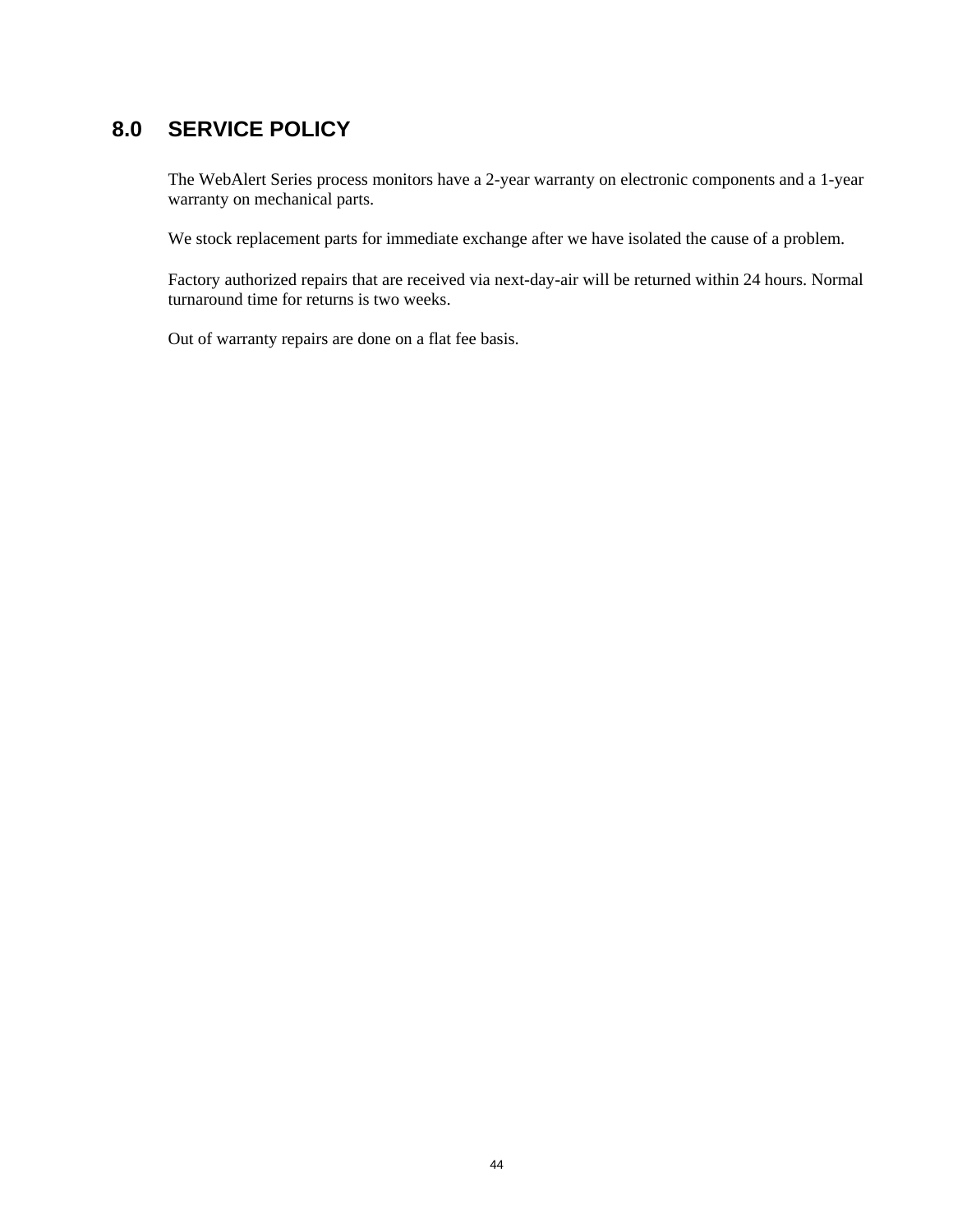# 8.0 SERVICE POLICY

The WebAlert Series process monitors have a 2-year warranty on electronic components and a 1-year warranty on mechanical parts.

We stock replacement parts for immediate exchange after we have isolated the cause of a problem.

Factory authorized repairs that are received via next-day-air will be returned within 24 hours. Normal turnaround time for returns is two weeks.

Out of warranty repairs are done on a flat fee basis.